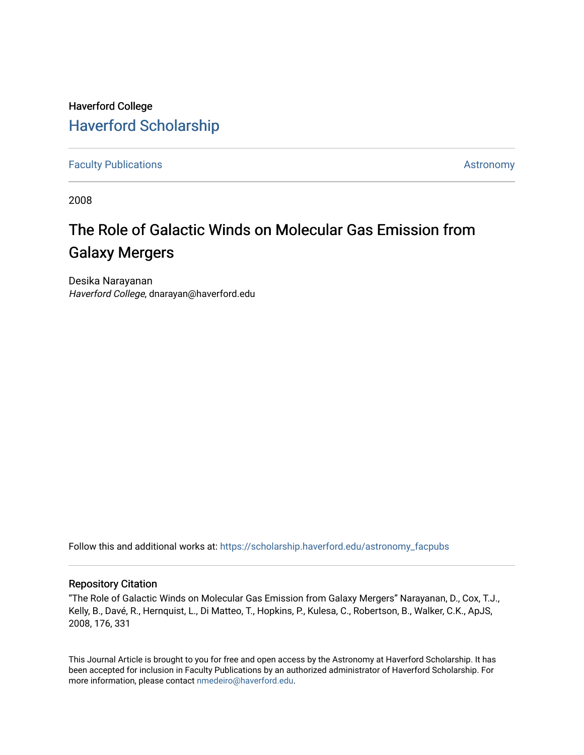Haverford College

## Haverford Scholarship

Faculty Publications

Astronomy

2008

# The Role of Galactic Winds on Molecular Gas Emission from Galaxy Mergers

Desika Narayanan
*Haverford College*, dnarayan@haverford.edu

Follow this and additional works at: https://scholarship.haverford.edu/astronomy_facpubs

### Repository Citation

"The Role of Galactic Winds on Molecular Gas Emission from Galaxy Mergers" Narayanan, D., Cox, T.J., Kelly, B., Davé, R., Hernquist, L., Di Matteo, T., Hopkins, P., Kulesa, C., Robertson, B., Walker, C.K., ApJS, 2008, 176, 331

This Journal Article is brought to you for free and open access by the Astronomy at Haverford Scholarship. It has been accepted for inclusion in Faculty Publications by an authorized administrator of Haverford Scholarship. For more information, please contact nmedeiro@haverford.edu.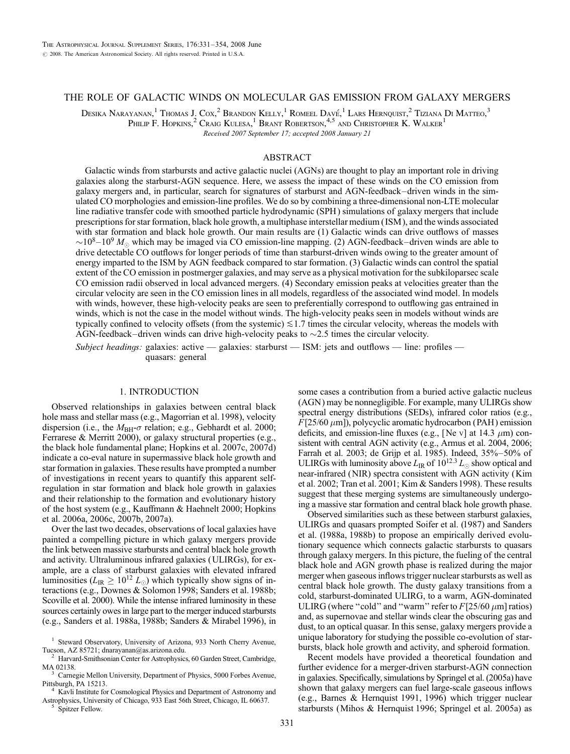# THE ROLE OF GALACTIC WINDS ON MOLECULAR GAS EMISSION FROM GALAXY MERGERS

Desika Narayanan,[1] Thomas J. Cox,[2] Brandon Kelly,[1] Romeel Davé,[1] Lars Hernquist,[2] Tiziana Di Matteo,[3] Philip F. Hopkins,[2] Craig Kulesa,[1] Brant Robertson,[4,5] and Christopher K. Walker[1]

*Received 2007 September 17; accepted 2008 January 21*

## ABSTRACT

Galactic winds from starbursts and active galactic nuclei (AGNs) are thought to play an important role in driving galaxies along the starburst-AGN sequence. Here, we assess the impact of these winds on the CO emission from galaxy mergers and, in particular, search for signatures of starburst and AGN-feedback–driven winds in the simulated CO morphologies and emission-line profiles. We do so by combining a three-dimensional non-LTE molecular line radiative transfer code with smoothed particle hydrodynamic (SPH) simulations of galaxy mergers that include prescriptions for star formation, black hole growth, a multiphase interstellar medium (ISM), and the winds associated with star formation and black hole growth. Our main results are (1) Galactic winds can drive outflows of masses $\sim 10^8$–$10^9\ M_\odot$ which may be imaged via CO emission-line mapping. (2) AGN-feedback–driven winds are able to drive detectable CO outflows for longer periods of time than starburst-driven winds owing to the greater amount of energy imparted to the ISM by AGN feedback compared to star formation. (3) Galactic winds can control the spatial extent of the CO emission in postmerger galaxies, and may serve as a physical motivation for the subkiloparsec scale CO emission radii observed in local advanced mergers. (4) Secondary emission peaks at velocities greater than the circular velocity are seen in the CO emission lines in all models, regardless of the associated wind model. In models with winds, however, these high-velocity peaks are seen to preferentially correspond to outflowing gas entrained in winds, which is not the case in the model without winds. The high-velocity peaks seen in models without winds are typically confined to velocity offsets (from the systemic) $\lesssim 1.7$ times the circular velocity, whereas the models with AGN-feedback–driven winds can drive high-velocity peaks to $\sim 2.5$ times the circular velocity.

*Subject headings:* galaxies: active — galaxies: starburst — ISM: jets and outflows — line: profiles — quasars: general

## 1. INTRODUCTION

Observed relationships in galaxies between central black hole mass and stellar mass (e.g., Magorrian et al. 1998), velocity dispersion (i.e., the $M_{\rm BH}$-$\sigma$ relation; e.g., Gebhardt et al. 2000; Ferrarese & Merritt 2000), or galaxy structural properties (e.g., the black hole fundamental plane; Hopkins et al. 2007c, 2007d) indicate a co-eval nature in supermassive black hole growth and star formation in galaxies. These results have prompted a number of investigations in recent years to quantify this apparent self-regulation in star formation and black hole growth in galaxies and their relationship to the formation and evolutionary history of the host system (e.g., Kauffmann & Haehnelt 2000; Hopkins et al. 2006a, 2006c, 2007b, 2007a).

Over the last two decades, observations of local galaxies have painted a compelling picture in which galaxy mergers provide the link between massive starbursts and central black hole growth and activity. Ultraluminous infrared galaxies (ULIRGs), for example, are a class of starburst galaxies with elevated infrared luminosities ($L_{\rm IR} \geq 10^{12}\ L_\odot$) which typically show signs of interactions (e.g., Downes & Solomon 1998; Sanders et al. 1988b; Scoville et al. 2000). While the intense infrared luminosity in these sources certainly owes in large part to the merger induced starbursts (e.g., Sanders et al. 1988a, 1988b; Sanders & Mirabel 1996), in some cases a contribution from a buried active galactic nucleus (AGN) may be nonnegligible. For example, many ULIRGs show spectral energy distributions (SEDs), infrared color ratios (e.g., $F$[25/60 $\mu$m]), polycyclic aromatic hydrocarbon (PAH) emission deficits, and emission-line fluxes (e.g., [Ne v] at 14.3 $\mu$m) consistent with central AGN activity (e.g., Armus et al. 2004, 2006; Farrah et al. 2003; de Grijp et al. 1985). Indeed, 35%–50% of ULIRGs with luminosity above $L_{\rm IR}$ of $10^{12.3}\ L_\odot$ show optical and near-infrared (NIR) spectra consistent with AGN activity (Kim et al. 2002; Tran et al. 2001; Kim & Sanders 1998). These results suggest that these merging systems are simultaneously undergoing a massive star formation and central black hole growth phase.

Observed similarities such as these between starburst galaxies, ULIRGs and quasars prompted Soifer et al. (1987) and Sanders et al. (1988a, 1988b) to propose an empirically derived evolutionary sequence which connects galactic starbursts to quasars through galaxy mergers. In this picture, the fueling of the central black hole and AGN growth phase is realized during the major merger when gaseous inflows trigger nuclear starbursts as well as central black hole growth. The dusty galaxy transitions from a cold, starburst-dominated ULIRG, to a warm, AGN-dominated ULIRG (where "cold" and "warm" refer to $F$[25/60 $\mu$m] ratios) and, as supernovae and stellar winds clear the obscuring gas and dust, to an optical quasar. In this sense, galaxy mergers provide a unique laboratory for studying the possible co-evolution of starbursts, black hole growth and activity, and spheroid formation.

Recent models have provided a theoretical foundation and further evidence for a merger-driven starburst-AGN connection in galaxies. Specifically, simulations by Springel et al. (2005a) have shown that galaxy mergers can fuel large-scale gaseous inflows (e.g., Barnes & Hernquist 1991, 1996) which trigger nuclear starbursts (Mihos & Hernquist 1996; Springel et al. 2005a) as

[1] Steward Observatory, University of Arizona, 933 North Cherry Avenue, Tucson, AZ 85721; dnarayanan@as.arizona.edu.

[2] Harvard-Smithsonian Center for Astrophysics, 60 Garden Street, Cambridge, MA 02138.

[3] Carnegie Mellon University, Department of Physics, 5000 Forbes Avenue, Pittsburgh, PA 15213.

[4] Kavli Institute for Cosmological Physics and Department of Astronomy and Astrophysics, University of Chicago, 933 East 56th Street, Chicago, IL 60637.

[5] Spitzer Fellow.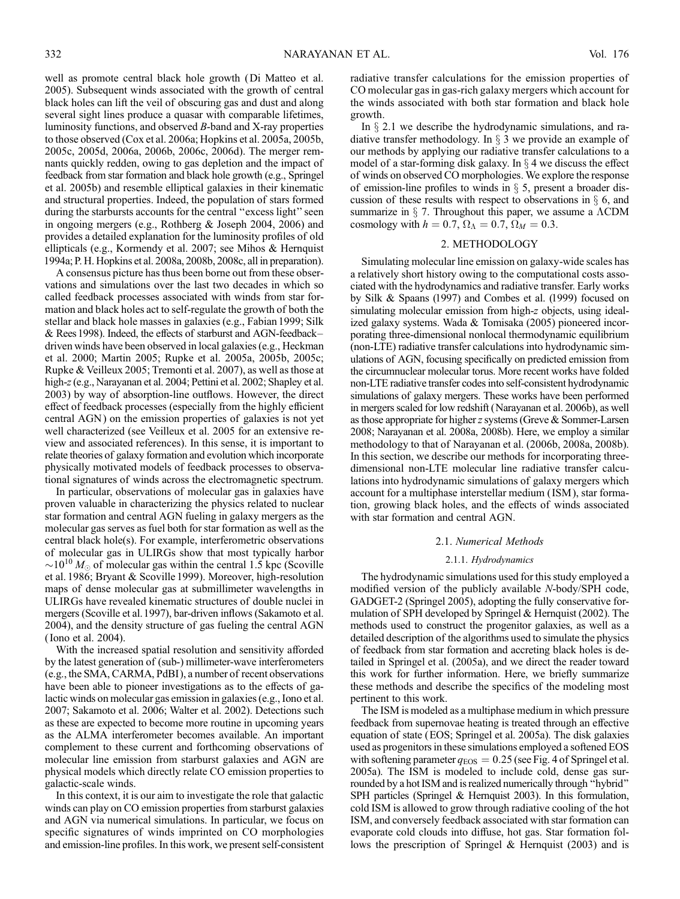well as promote central black hole growth (Di Matteo et al. 2005). Subsequent winds associated with the growth of central black holes can lift the veil of obscuring gas and dust and along several sight lines produce a quasar with comparable lifetimes, luminosity functions, and observed *B*-band and X-ray properties to those observed (Cox et al. 2006a; Hopkins et al. 2005a, 2005b, 2005c, 2005d, 2006a, 2006b, 2006c, 2006d). The merger remnants quickly redden, owing to gas depletion and the impact of feedback from star formation and black hole growth (e.g., Springel et al. 2005b) and resemble elliptical galaxies in their kinematic and structural properties. Indeed, the population of stars formed during the starbursts accounts for the central "excess light" seen in ongoing mergers (e.g., Rothberg & Joseph 2004, 2006) and provides a detailed explanation for the luminosity profiles of old ellipticals (e.g., Kormendy et al. 2007; see Mihos & Hernquist 1994a; P. H. Hopkins et al. 2008a, 2008b, 2008c, all in preparation).

A consensus picture has thus been borne out from these observations and simulations over the last two decades in which so called feedback processes associated with winds from star formation and black holes act to self-regulate the growth of both the stellar and black hole masses in galaxies (e.g., Fabian 1999; Silk & Rees 1998). Indeed, the effects of starburst and AGN-feedback–driven winds have been observed in local galaxies (e.g., Heckman et al. 2000; Martin 2005; Rupke et al. 2005a, 2005b, 2005c; Rupke & Veilleux 2005; Tremonti et al. 2007), as well as those at high-*z* (e.g., Narayanan et al. 2004; Pettini et al. 2002; Shapley et al. 2003) by way of absorption-line outflows. However, the direct effect of feedback processes (especially from the highly efficient central AGN) on the emission properties of galaxies is not yet well characterized (see Veilleux et al. 2005 for an extensive review and associated references). In this sense, it is important to relate theories of galaxy formation and evolution which incorporate physically motivated models of feedback processes to observational signatures of winds across the electromagnetic spectrum.

In particular, observations of molecular gas in galaxies have proven valuable in characterizing the physics related to nuclear star formation and central AGN fueling in galaxy mergers as the molecular gas serves as fuel both for star formation as well as the central black hole(s). For example, interferometric observations of molecular gas in ULIRGs show that most typically harbor $\sim 10^{10}\,M_{\odot}$ of molecular gas within the central 1.5 kpc (Scoville et al. 1986; Bryant & Scoville 1999). Moreover, high-resolution maps of dense molecular gas at submillimeter wavelengths in ULIRGs have revealed kinematic structures of double nuclei in mergers (Scoville et al. 1997), bar-driven inflows (Sakamoto et al. 2004), and the density structure of gas fueling the central AGN (Iono et al. 2004).

With the increased spatial resolution and sensitivity afforded by the latest generation of (sub-) millimeter-wave interferometers (e.g., the SMA, CARMA, PdBI), a number of recent observations have been able to pioneer investigations as to the effects of galactic winds on molecular gas emission in galaxies (e.g., Iono et al. 2007; Sakamoto et al. 2006; Walter et al. 2002). Detections such as these are expected to become more routine in upcoming years as the ALMA interferometer becomes available. An important complement to these current and forthcoming observations of molecular line emission from starburst galaxies and AGN are physical models which directly relate CO emission properties to galactic-scale winds.

In this context, it is our aim to investigate the role that galactic winds can play on CO emission properties from starburst galaxies and AGN via numerical simulations. In particular, we focus on specific signatures of winds imprinted on CO morphologies and emission-line profiles. In this work, we present self-consistent radiative transfer calculations for the emission properties of CO molecular gas in gas-rich galaxy mergers which account for the winds associated with both star formation and black hole growth.

In § 2.1 we describe the hydrodynamic simulations, and radiative transfer methodology. In § 3 we provide an example of our methods by applying our radiative transfer calculations to a model of a star-forming disk galaxy. In § 4 we discuss the effect of winds on observed CO morphologies. We explore the response of emission-line profiles to winds in § 5, present a broader discussion of these results with respect to observations in § 6, and summarize in § 7. Throughout this paper, we assume a ΛCDM cosmology with $h = 0.7$, $\Omega_{\Lambda} = 0.7$, $\Omega_M = 0.3$.

## 2. METHODOLOGY

Simulating molecular line emission on galaxy-wide scales has a relatively short history owing to the computational costs associated with the hydrodynamics and radiative transfer. Early works by Silk & Spaans (1997) and Combes et al. (1999) focused on simulating molecular emission from high-*z* objects, using idealized galaxy systems. Wada & Tomisaka (2005) pioneered incorporating three-dimensional nonlocal thermodynamic equilibrium (non-LTE) radiative transfer calculations into hydrodynamic simulations of AGN, focusing specifically on predicted emission from the circumnuclear molecular torus. More recent works have folded non-LTE radiative transfer codes into self-consistent hydrodynamic simulations of galaxy mergers. These works have been performed in mergers scaled for low redshift (Narayanan et al. 2006b), as well as those appropriate for higher *z* systems (Greve & Sommer-Larsen 2008; Narayanan et al. 2008a, 2008b). Here, we employ a similar methodology to that of Narayanan et al. (2006b, 2008a, 2008b). In this section, we describe our methods for incorporating three-dimensional non-LTE molecular line radiative transfer calculations into hydrodynamic simulations of galaxy mergers which account for a multiphase interstellar medium (ISM), star formation, growing black holes, and the effects of winds associated with star formation and central AGN.

### 2.1. *Numerical Methods*

#### 2.1.1. *Hydrodynamics*

The hydrodynamic simulations used for this study employed a modified version of the publicly available *N*-body/SPH code, GADGET-2 (Springel 2005), adopting the fully conservative formulation of SPH developed by Springel & Hernquist (2002). The methods used to construct the progenitor galaxies, as well as a detailed description of the algorithms used to simulate the physics of feedback from star formation and accreting black holes is detailed in Springel et al. (2005a), and we direct the reader toward this work for further information. Here, we briefly summarize these methods and describe the specifics of the modeling most pertinent to this work.

The ISM is modeled as a multiphase medium in which pressure feedback from supernovae heating is treated through an effective equation of state (EOS; Springel et al. 2005a). The disk galaxies used as progenitors in these simulations employed a softened EOS with softening parameter $q_{\rm EOS} = 0.25$ (see Fig. 4 of Springel et al. 2005a). The ISM is modeled to include cold, dense gas surrounded by a hot ISM and is realized numerically through "hybrid" SPH particles (Springel & Hernquist 2003). In this formulation, cold ISM is allowed to grow through radiative cooling of the hot ISM, and conversely feedback associated with star formation can evaporate cold clouds into diffuse, hot gas. Star formation follows the prescription of Springel & Hernquist (2003) and is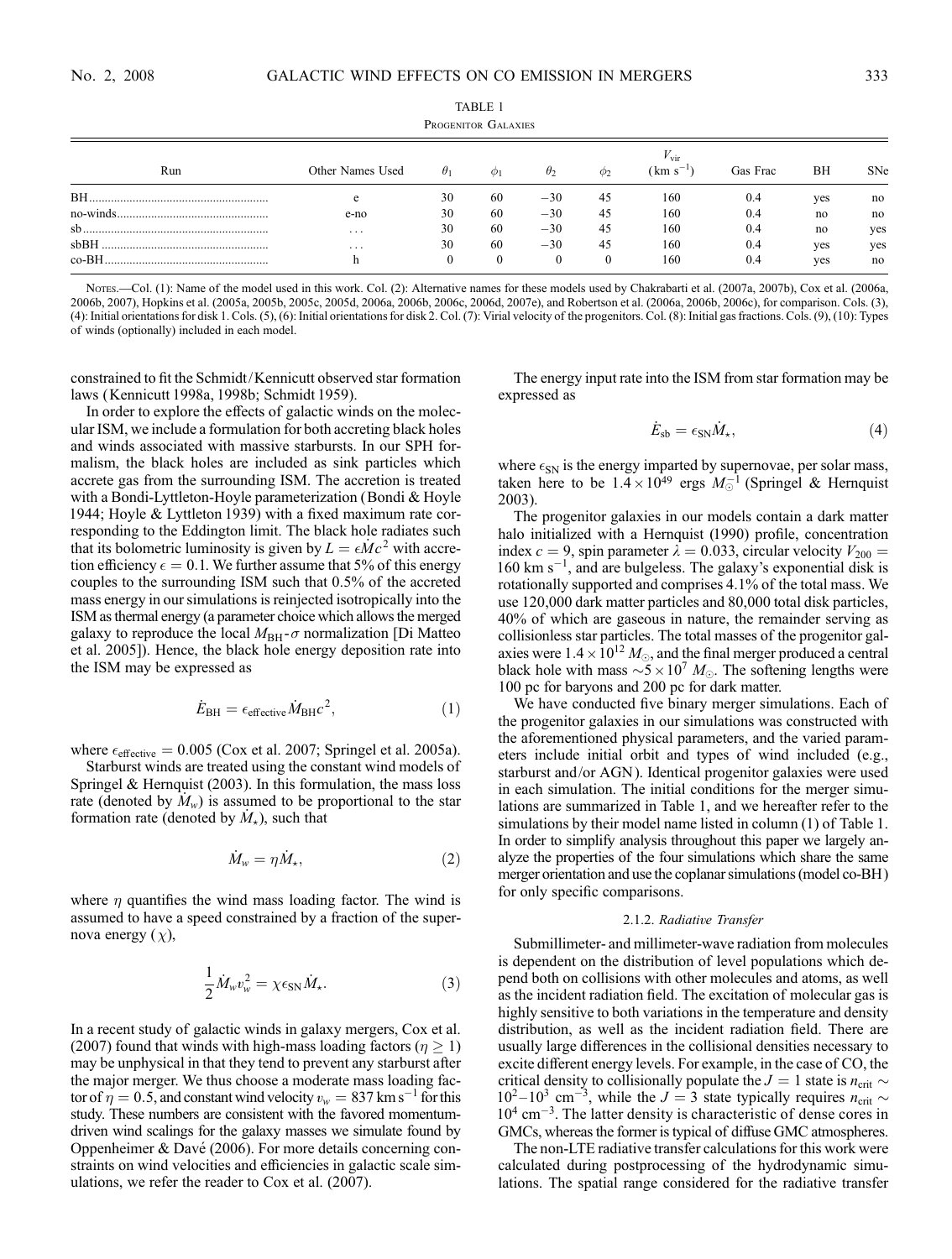TABLE 1

Progenitor Galaxies

| Run | Other Names Used | $\theta_1$ | $\phi_1$ | $\theta_2$ | $\phi_2$ | $V_{\rm vir}$ (km s$^{-1}$) | Gas Frac | BH | SNe |
|---|---|---|---|---|---|---|---|---|---|
| BH | e | 30 | 60 | −30 | 45 | 160 | 0.4 | yes | no |
| no-winds | e-no | 30 | 60 | −30 | 45 | 160 | 0.4 | no | no |
| sb | ... | 30 | 60 | −30 | 45 | 160 | 0.4 | no | yes |
| sbBH | ... | 30 | 60 | −30 | 45 | 160 | 0.4 | yes | yes |
| co-BH | h | 0 | 0 | 0 | 0 | 160 | 0.4 | yes | no |

Notes.—Col. (1): Name of the model used in this work. Col. (2): Alternative names for these models used by Chakrabarti et al. (2007a, 2007b), Cox et al. (2006a, 2006b, 2007), Hopkins et al. (2005a, 2005b, 2005c, 2005d, 2006a, 2006b, 2006c, 2006d, 2007e), and Robertson et al. (2006a, 2006b, 2006c), for comparison. Cols. (3), (4): Initial orientations for disk 1. Cols. (5), (6): Initial orientations for disk 2. Col. (7): Virial velocity of the progenitors. Col. (8): Initial gas fractions. Cols. (9), (10): Types of winds (optionally) included in each model.

constrained to fit the Schmidt/Kennicutt observed star formation laws (Kennicutt 1998a, 1998b; Schmidt 1959).

In order to explore the effects of galactic winds on the molecular ISM, we include a formulation for both accreting black holes and winds associated with massive starbursts. In our SPH formalism, the black holes are included as sink particles which accrete gas from the surrounding ISM. The accretion is treated with a Bondi-Lyttleton-Hoyle parameterization (Bondi & Hoyle 1944; Hoyle & Lyttleton 1939) with a fixed maximum rate corresponding to the Eddington limit. The black hole radiates such that its bolometric luminosity is given by $L = \epsilon \dot{M} c^2$ with accretion efficiency $\epsilon = 0.1$. We further assume that 5% of this energy couples to the surrounding ISM such that 0.5% of the accreted mass energy in our simulations is reinjected isotropically into the ISM as thermal energy (a parameter choice which allows the merged galaxy to reproduce the local $M_{\rm BH}$-$\sigma$ normalization [Di Matteo et al. 2005]). Hence, the black hole energy deposition rate into the ISM may be expressed as

$$\dot{E}_{\rm BH} = \epsilon_{\rm effective} \dot{M}_{\rm BH} c^2, \tag{1}$$

where $\epsilon_{\rm effective} = 0.005$ (Cox et al. 2007; Springel et al. 2005a).

Starburst winds are treated using the constant wind models of Springel & Hernquist (2003). In this formulation, the mass loss rate (denoted by $\dot{M}_w$) is assumed to be proportional to the star formation rate (denoted by $\dot{M}_\star$), such that

$$\dot{M}_w = \eta \dot{M}_\star, \tag{2}$$

where $\eta$ quantifies the wind mass loading factor. The wind is assumed to have a speed constrained by a fraction of the supernova energy ($\chi$),

$$\frac{1}{2} \dot{M}_w v_w^2 = \chi \epsilon_{\rm SN} \dot{M}_\star. \tag{3}$$

In a recent study of galactic winds in galaxy mergers, Cox et al. (2007) found that winds with high-mass loading factors ($\eta \geq 1$) may be unphysical in that they tend to prevent any starburst after the major merger. We thus choose a moderate mass loading factor of $\eta = 0.5$, and constant wind velocity $v_w = 837$ km s$^{-1}$ for this study. These numbers are consistent with the favored momentum-driven wind scalings for the galaxy masses we simulate found by Oppenheimer & Davé (2006). For more details concerning constraints on wind velocities and efficiencies in galactic scale simulations, we refer the reader to Cox et al. (2007).

The energy input rate into the ISM from star formation may be expressed as

$$\dot{E}_{\rm sb} = \epsilon_{\rm SN} \dot{M}_\star, \tag{4}$$

where $\epsilon_{\rm SN}$ is the energy imparted by supernovae, per solar mass, taken here to be $1.4 \times 10^{49}$ ergs $M_\odot^{-1}$ (Springel & Hernquist 2003).

The progenitor galaxies in our models contain a dark matter halo initialized with a Hernquist (1990) profile, concentration index $c = 9$, spin parameter $\lambda = 0.033$, circular velocity $V_{200} = 160$ km s$^{-1}$, and are bulgeless. The galaxy's exponential disk is rotationally supported and comprises 4.1% of the total mass. We use 120,000 dark matter particles and 80,000 total disk particles, 40% of which are gaseous in nature, the remainder serving as collisionless star particles. The total masses of the progenitor galaxies were $1.4 \times 10^{12}$ $M_\odot$, and the final merger produced a central black hole with mass $\sim 5 \times 10^7$ $M_\odot$. The softening lengths were 100 pc for baryons and 200 pc for dark matter.

We have conducted five binary merger simulations. Each of the progenitor galaxies in our simulations was constructed with the aforementioned physical parameters, and the varied parameters include initial orbit and types of wind included (e.g., starburst and/or AGN). Identical progenitor galaxies were used in each simulation. The initial conditions for the merger simulations are summarized in Table 1, and we hereafter refer to the simulations by their model name listed in column (1) of Table 1. In order to simplify analysis throughout this paper we largely analyze the properties of the four simulations which share the same merger orientation and use the coplanar simulations (model co-BH) for only specific comparisons.

#### 2.1.2. *Radiative Transfer*

Submillimeter- and millimeter-wave radiation from molecules is dependent on the distribution of level populations which depend both on collisions with other molecules and atoms, as well as the incident radiation field. The excitation of molecular gas is highly sensitive to both variations in the temperature and density distribution, as well as the incident radiation field. There are usually large differences in the collisional densities necessary to excite different energy levels. For example, in the case of CO, the critical density to collisionally populate the $J = 1$ state is $n_{\rm crit} \sim 10^2$–$10^3$ cm$^{-3}$, while the $J = 3$ state typically requires $n_{\rm crit} \sim 10^4$ cm$^{-3}$. The latter density is characteristic of dense cores in GMCs, whereas the former is typical of diffuse GMC atmospheres.

The non-LTE radiative transfer calculations for this work were calculated during postprocessing of the hydrodynamic simulations. The spatial range considered for the radiative transfer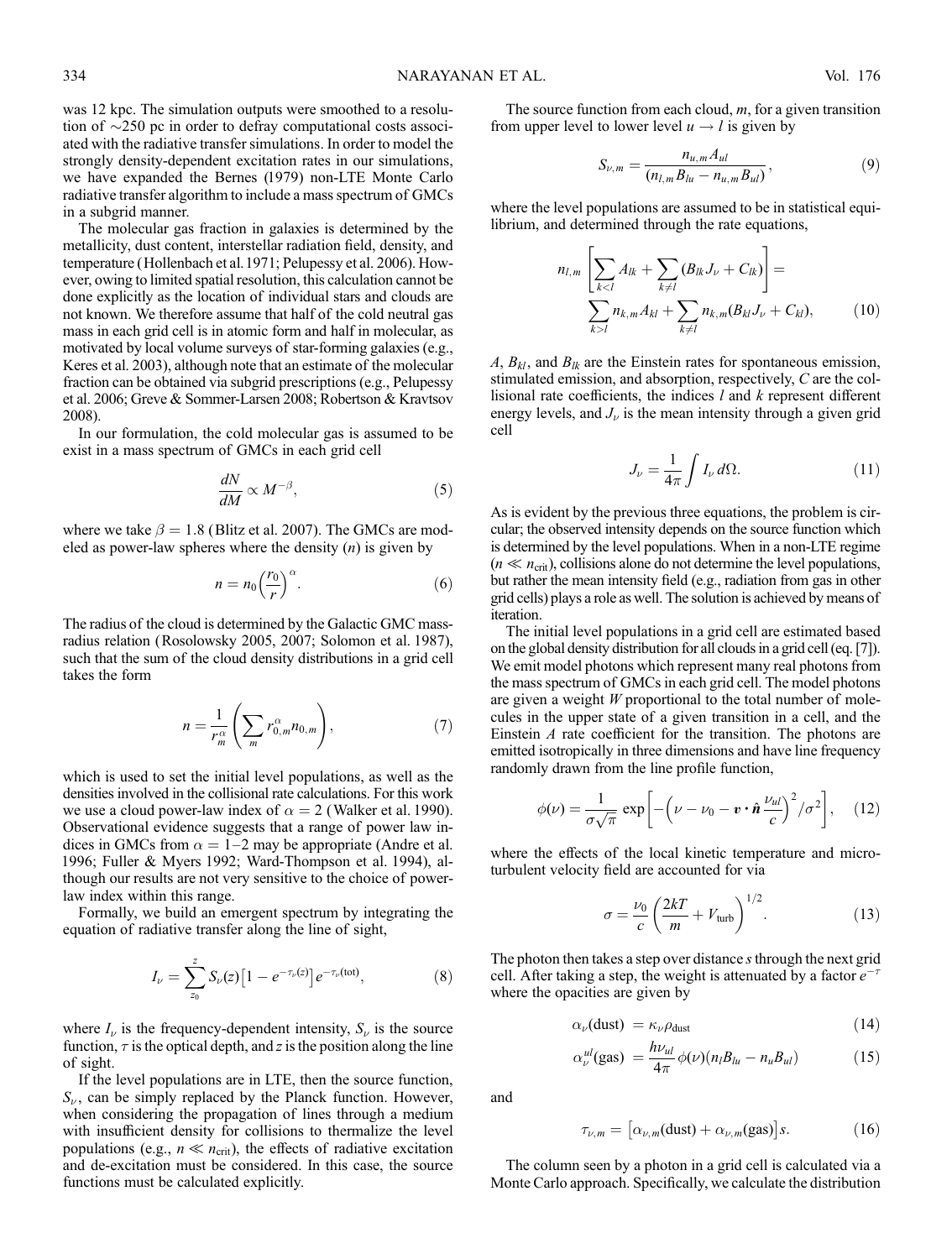was 12 kpc. The simulation outputs were smoothed to a resolution of $\sim$250 pc in order to defray computational costs associated with the radiative transfer simulations. In order to model the strongly density-dependent excitation rates in our simulations, we have expanded the Bernes (1979) non-LTE Monte Carlo radiative transfer algorithm to include a mass spectrum of GMCs in a subgrid manner.

The molecular gas fraction in galaxies is determined by the metallicity, dust content, interstellar radiation field, density, and temperature (Hollenbach et al. 1971; Pelupessy et al. 2006). However, owing to limited spatial resolution, this calculation cannot be done explicitly as the location of individual stars and clouds are not known. We therefore assume that half of the cold neutral gas mass in each grid cell is in atomic form and half in molecular, as motivated by local volume surveys of star-forming galaxies (e.g., Keres et al. 2003), although note that an estimate of the molecular fraction can be obtained via subgrid prescriptions (e.g., Pelupessy et al. 2006; Greve & Sommer-Larsen 2008; Robertson & Kravtsov 2008).

In our formulation, the cold molecular gas is assumed to be exist in a mass spectrum of GMCs in each grid cell

$$\frac{dN}{dM} \propto M^{-\beta}, \tag{5}$$

where we take $\beta = 1.8$ (Blitz et al. 2007). The GMCs are modeled as power-law spheres where the density ($n$) is given by

$$n = n_0\left(\frac{r_0}{r}\right)^{\alpha}. \tag{6}$$

The radius of the cloud is determined by the Galactic GMC mass-radius relation (Rosolowsky 2005, 2007; Solomon et al. 1987), such that the sum of the cloud density distributions in a grid cell takes the form

$$n = \frac{1}{r_m^{\alpha}}\left(\sum_m r_{0,m}^{\alpha} n_{0,m}\right), \tag{7}$$

which is used to set the initial level populations, as well as the densities involved in the collisional rate calculations. For this work we use a cloud power-law index of $\alpha = 2$ (Walker et al. 1990). Observational evidence suggests that a range of power law indices in GMCs from $\alpha = 1$–$2$ may be appropriate (Andre et al. 1996; Fuller & Myers 1992; Ward-Thompson et al. 1994), although our results are not very sensitive to the choice of power-law index within this range.

Formally, we build an emergent spectrum by integrating the equation of radiative transfer along the line of sight,

$$I_\nu = \sum_{z_0}^{z} S_\nu(z)\left[1 - e^{-\tau_\nu(z)}\right]e^{-\tau_\nu(\text{tot})}, \tag{8}$$

where $I_\nu$ is the frequency-dependent intensity, $S_\nu$ is the source function, $\tau$ is the optical depth, and $z$ is the position along the line of sight.

If the level populations are in LTE, then the source function, $S_\nu$, can be simply replaced by the Planck function. However, when considering the propagation of lines through a medium with insufficient density for collisions to thermalize the level populations (e.g., $n \ll n_{\text{crit}}$), the effects of radiative excitation and de-excitation must be considered. In this case, the source functions must be calculated explicitly.

The source function from each cloud, $m$, for a given transition from upper level to lower level $u \rightarrow l$ is given by

$$S_{\nu,m} = \frac{n_{u,m}A_{ul}}{(n_{l,m}B_{lu} - n_{u,m}B_{ul})}, \tag{9}$$

where the level populations are assumed to be in statistical equilibrium, and determined through the rate equations,

$$n_{l,m}\left[\sum_{k<l} A_{lk} + \sum_{k \neq l}(B_{lk}J_\nu + C_{lk})\right] = \sum_{k>l} n_{k,m}A_{kl} + \sum_{k \neq l} n_{k,m}(B_{kl}J_\nu + C_{kl}), \tag{10}$$

$A$, $B_{kl}$, and $B_{lk}$ are the Einstein rates for spontaneous emission, stimulated emission, and absorption, respectively, $C$ are the collisional rate coefficients, the indices $l$ and $k$ represent different energy levels, and $J_\nu$ is the mean intensity through a given grid cell

$$J_\nu = \frac{1}{4\pi}\int I_\nu \, d\Omega. \tag{11}$$

As is evident by the previous three equations, the problem is circular; the observed intensity depends on the source function which is determined by the level populations. When in a non-LTE regime ($n \ll n_{\text{crit}}$), collisions alone do not determine the level populations, but rather the mean intensity field (e.g., radiation from gas in other grid cells) plays a role as well. The solution is achieved by means of iteration.

The initial level populations in a grid cell are estimated based on the global density distribution for all clouds in a grid cell (eq. [7]). We emit model photons which represent many real photons from the mass spectrum of GMCs in each grid cell. The model photons are given a weight $W$ proportional to the total number of molecules in the upper state of a given transition in a cell, and the Einstein $A$ rate coefficient for the transition. The photons are emitted isotropically in three dimensions and have line frequency randomly drawn from the line profile function,

$$\phi(\nu) = \frac{1}{\sigma\sqrt{\pi}}\exp\left[-\left(\nu - \nu_0 - \boldsymbol{v} \cdot \hat{\boldsymbol{n}}\,\frac{\nu_{ul}}{c}\right)^2 \Big/ \sigma^2\right], \tag{12}$$

where the effects of the local kinetic temperature and microturbulent velocity field are accounted for via

$$\sigma = \frac{\nu_0}{c}\left(\frac{2kT}{m} + V_{\text{turb}}\right)^{1/2}. \tag{13}$$

The photon then takes a step over distance $s$ through the next grid cell. After taking a step, the weight is attenuated by a factor $e^{-\tau}$ where the opacities are given by

$$\alpha_\nu(\text{dust}) = \kappa_\nu \rho_{\text{dust}} \tag{14}$$

$$\alpha_\nu^{ul}(\text{gas}) = \frac{h\nu_{ul}}{4\pi}\phi(\nu)(n_l B_{lu} - n_u B_{ul}) \tag{15}$$

and

$$\tau_{\nu,m} = \left[\alpha_{\nu,m}(\text{dust}) + \alpha_{\nu,m}(\text{gas})\right]s. \tag{16}$$

The column seen by a photon in a grid cell is calculated via a Monte Carlo approach. Specifically, we calculate the distribution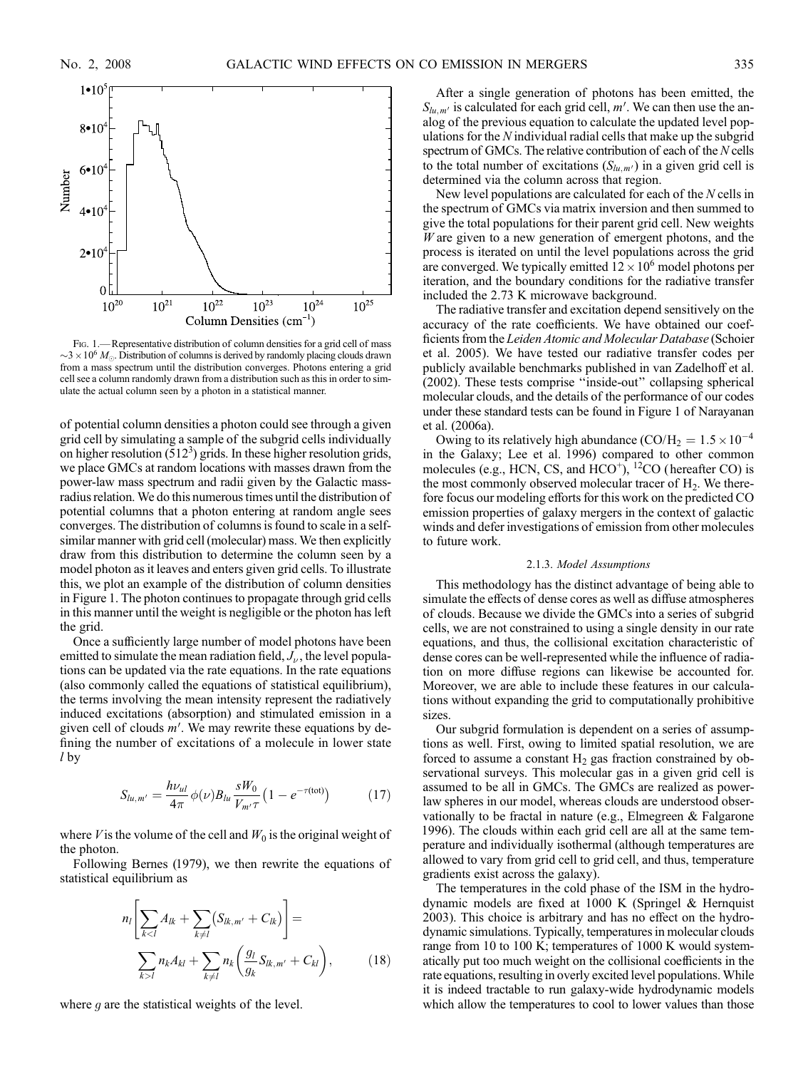Fig. 1.—Representative distribution of column densities for a grid cell of mass $\sim 3 \times 10^6\ M_\odot$. Distribution of columns is derived by randomly placing clouds drawn from a mass spectrum until the distribution converges. Photons entering a grid cell see a column randomly drawn from a distribution such as this in order to simulate the actual column seen by a photon in a statistical manner.

of potential column densities a photon could see through a given grid cell by simulating a sample of the subgrid cells individually on higher resolution ($512^3$) grids. In these higher resolution grids, we place GMCs at random locations with masses drawn from the power-law mass spectrum and radii given by the Galactic mass-radius relation. We do this numerous times until the distribution of potential columns that a photon entering at random angle sees converges. The distribution of columns is found to scale in a self-similar manner with grid cell (molecular) mass. We then explicitly draw from this distribution to determine the column seen by a model photon as it leaves and enters given grid cells. To illustrate this, we plot an example of the distribution of column densities in Figure 1. The photon continues to propagate through grid cells in this manner until the weight is negligible or the photon has left the grid.

Once a sufficiently large number of model photons have been emitted to simulate the mean radiation field, $J_\nu$, the level populations can be updated via the rate equations. In the rate equations (also commonly called the equations of statistical equilibrium), the terms involving the mean intensity represent the radiatively induced excitations (absorption) and stimulated emission in a given cell of clouds $m'$. We may rewrite these equations by defining the number of excitations of a molecule in lower state $l$ by

$$S_{lu,m'} = \frac{h\nu_{ul}}{4\pi}\phi(\nu)B_{lu}\frac{sW_0}{V_{m'}\tau}\left(1 - e^{-\tau(\text{tot})}\right) \tag{17}$$

where $V$ is the volume of the cell and $W_0$ is the original weight of the photon.

Following Bernes (1979), we then rewrite the equations of statistical equilibrium as

$$n_l\left[\sum_{k<l} A_{lk} + \sum_{k\neq l}\left(S_{lk,m'} + C_{lk}\right)\right] = \sum_{k>l} n_k A_{kl} + \sum_{k\neq l} n_k\left(\frac{g_l}{g_k}S_{lk,m'} + C_{kl}\right), \tag{18}$$

where $g$ are the statistical weights of the level.

After a single generation of photons has been emitted, the $S_{lu,m'}$ is calculated for each grid cell, $m'$. We can then use the analog of the previous equation to calculate the updated level populations for the $N$ individual radial cells that make up the subgrid spectrum of GMCs. The relative contribution of each of the $N$ cells to the total number of excitations ($S_{lu,m'}$) in a given grid cell is determined via the column across that region.

New level populations are calculated for each of the $N$ cells in the spectrum of GMCs via matrix inversion and then summed to give the total populations for their parent grid cell. New weights $W$ are given to a new generation of emergent photons, and the process is iterated on until the level populations across the grid are converged. We typically emitted $12 \times 10^6$ model photons per iteration, and the boundary conditions for the radiative transfer included the 2.73 K microwave background.

The radiative transfer and excitation depend sensitively on the accuracy of the rate coefficients. We have obtained our coefficients from the *Leiden Atomic and Molecular Database* (Schoier et al. 2005). We have tested our radiative transfer codes per publicly available benchmarks published in van Zadelhoff et al. (2002). These tests comprise "inside-out" collapsing spherical molecular clouds, and the details of the performance of our codes under these standard tests can be found in Figure 1 of Narayanan et al. (2006a).

Owing to its relatively high abundance ($CO/H_2 = 1.5 \times 10^{-4}$ in the Galaxy; Lee et al. 1996) compared to other common molecules (e.g., HCN, CS, and $HCO^+$), $^{12}CO$ (hereafter CO) is the most commonly observed molecular tracer of $H_2$. We therefore focus our modeling efforts for this work on the predicted CO emission properties of galaxy mergers in the context of galactic winds and defer investigations of emission from other molecules to future work.

#### 2.1.3. *Model Assumptions*

This methodology has the distinct advantage of being able to simulate the effects of dense cores as well as diffuse atmospheres of clouds. Because we divide the GMCs into a series of subgrid cells, we are not constrained to using a single density in our rate equations, and thus, the collisional excitation characteristic of dense cores can be well-represented while the influence of radiation on more diffuse regions can likewise be accounted for. Moreover, we are able to include these features in our calculations without expanding the grid to computationally prohibitive sizes.

Our subgrid formulation is dependent on a series of assumptions as well. First, owing to limited spatial resolution, we are forced to assume a constant $H_2$ gas fraction constrained by observational surveys. This molecular gas in a given grid cell is assumed to be all in GMCs. The GMCs are realized as power-law spheres in our model, whereas clouds are understood observationally to be fractal in nature (e.g., Elmegreen & Falgarone 1996). The clouds within each grid cell are all at the same temperature and individually isothermal (although temperatures are allowed to vary from grid cell to grid cell, and thus, temperature gradients exist across the galaxy).

The temperatures in the cold phase of the ISM in the hydrodynamic models are fixed at 1000 K (Springel & Hernquist 2003). This choice is arbitrary and has no effect on the hydrodynamic simulations. Typically, temperatures in molecular clouds range from 10 to 100 K; temperatures of 1000 K would systematically put too much weight on the collisional coefficients in the rate equations, resulting in overly excited level populations. While it is indeed tractable to run galaxy-wide hydrodynamic models which allow the temperatures to cool to lower values than those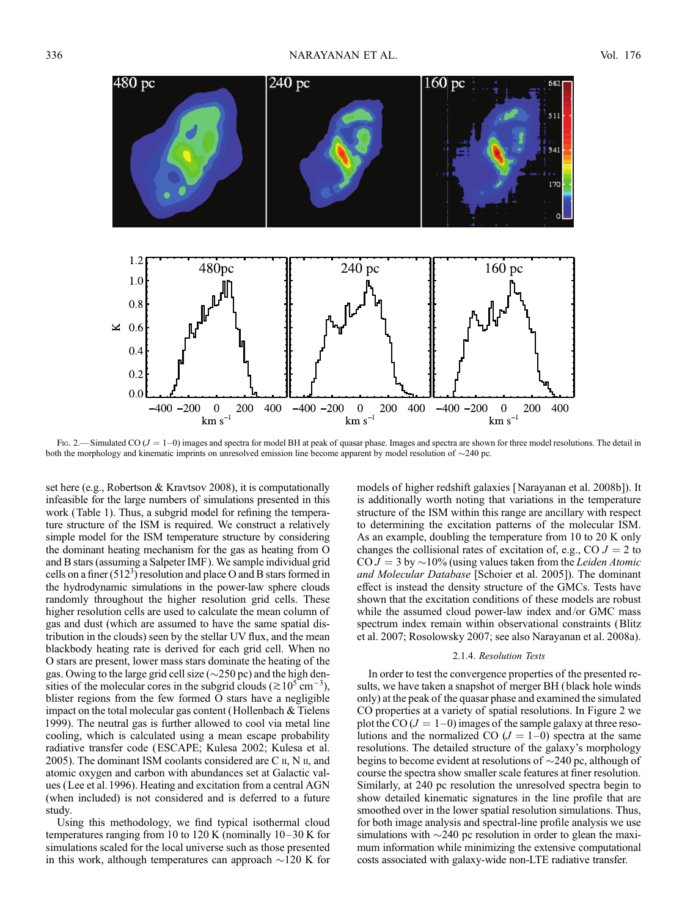Fig. 2.—Simulated CO ($J = 1$–0) images and spectra for model BH at peak of quasar phase. Images and spectra are shown for three model resolutions. The detail in both the morphology and kinematic imprints on unresolved emission line become apparent by model resolution of ~240 pc.

set here (e.g., Robertson & Kravtsov 2008), it is computationally infeasible for the large numbers of simulations presented in this work (Table 1). Thus, a subgrid model for refining the temperature structure of the ISM is required. We construct a relatively simple model for the ISM temperature structure by considering the dominant heating mechanism for the gas as heating from O and B stars (assuming a Salpeter IMF). We sample individual grid cells on a finer ($512^3$) resolution and place O and B stars formed in the hydrodynamic simulations in the power-law sphere clouds randomly throughout the higher resolution grid cells. These higher resolution cells are used to calculate the mean column of gas and dust (which are assumed to have the same spatial distribution in the clouds) seen by the stellar UV flux, and the mean blackbody heating rate is derived for each grid cell. When no O stars are present, lower mass stars dominate the heating of the gas. Owing to the large grid cell size (~250 pc) and the high densities of the molecular cores in the subgrid clouds ($\gtrsim 10^5$ cm$^{-3}$), blister regions from the few formed O stars have a negligible impact on the total molecular gas content (Hollenbach & Tielens 1999). The neutral gas is further allowed to cool via metal line cooling, which is calculated using a mean escape probability radiative transfer code (ESCAPE; Kulesa 2002; Kulesa et al. 2005). The dominant ISM coolants considered are C II, N II, and atomic oxygen and carbon with abundances set at Galactic values (Lee et al. 1996). Heating and excitation from a central AGN (when included) is not considered and is deferred to a future study.

Using this methodology, we find typical isothermal cloud temperatures ranging from 10 to 120 K (nominally 10–30 K for simulations scaled for the local universe such as those presented in this work, although temperatures can approach ~120 K for models of higher redshift galaxies [Narayanan et al. 2008b]). It is additionally worth noting that variations in the temperature structure of the ISM within this range are ancillary with respect to determining the excitation patterns of the molecular ISM. As an example, doubling the temperature from 10 to 20 K only changes the collisional rates of excitation of, e.g., CO $J = 2$ to CO $J = 3$ by ~10% (using values taken from the *Leiden Atomic and Molecular Database* [Schoier et al. 2005]). The dominant effect is instead the density structure of the GMCs. Tests have shown that the excitation conditions of these models are robust while the assumed cloud power-law index and/or GMC mass spectrum index remain within observational constraints (Blitz et al. 2007; Rosolowsky 2007; see also Narayanan et al. 2008a).

#### 2.1.4. *Resolution Tests*

In order to test the convergence properties of the presented results, we have taken a snapshot of merger BH (black hole winds only) at the peak of the quasar phase and examined the simulated CO properties at a variety of spatial resolutions. In Figure 2 we plot the CO ($J = 1$–0) images of the sample galaxy at three resolutions and the normalized CO ($J = 1$–0) spectra at the same resolutions. The detailed structure of the galaxy's morphology begins to become evident at resolutions of ~240 pc, although of course the spectra show smaller scale features at finer resolution. Similarly, at 240 pc resolution the unresolved spectra begin to show detailed kinematic signatures in the line profile that are smoothed over in the lower spatial resolution simulations. Thus, for both image analysis and spectral-line profile analysis we use simulations with ~240 pc resolution in order to glean the maximum information while minimizing the extensive computational costs associated with galaxy-wide non-LTE radiative transfer.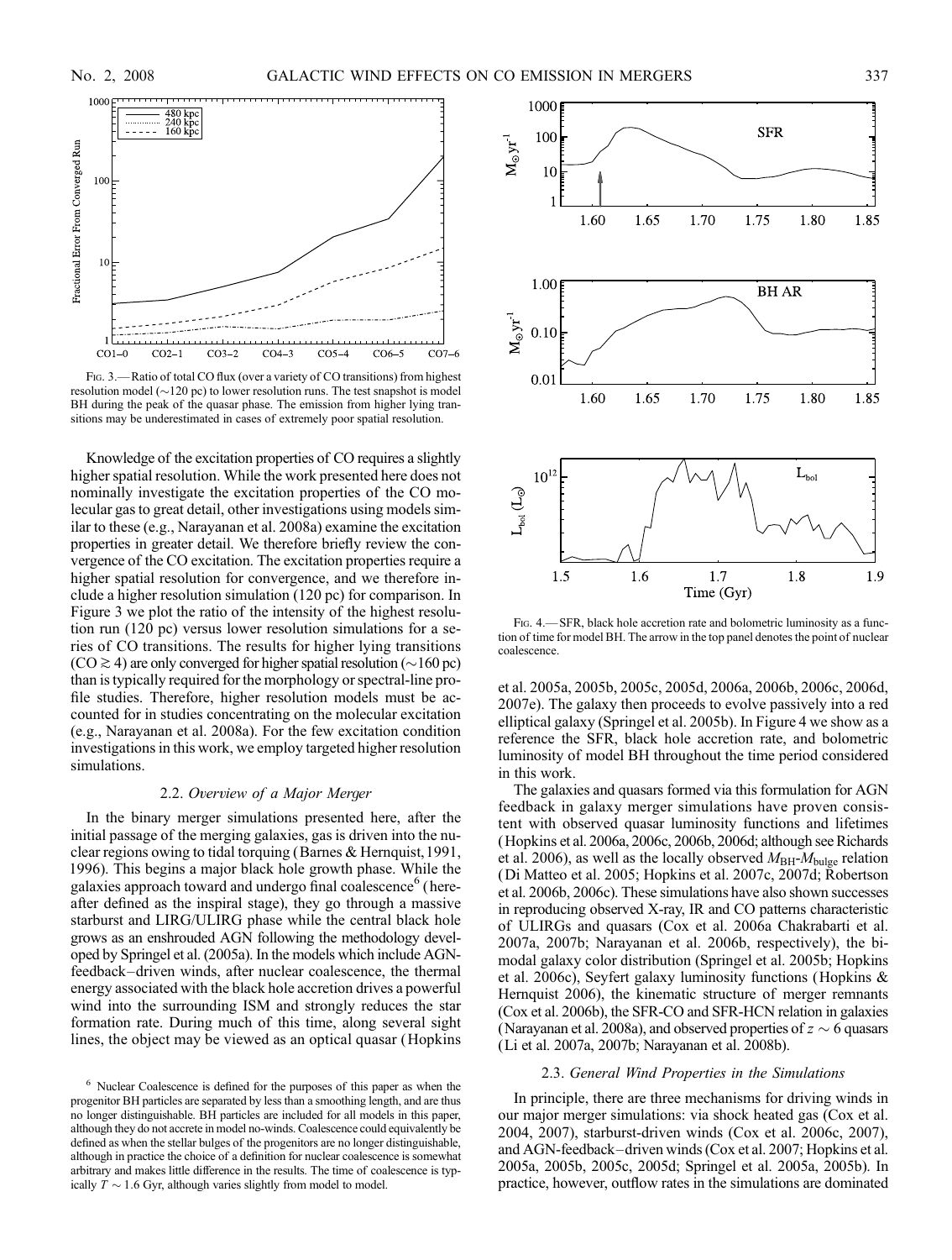Fig. 3.— Ratio of total CO flux (over a variety of CO transitions) from highest resolution model (~120 pc) to lower resolution runs. The test snapshot is model BH during the peak of the quasar phase. The emission from higher lying transitions may be underestimated in cases of extremely poor spatial resolution.

Knowledge of the excitation properties of CO requires a slightly higher spatial resolution. While the work presented here does not nominally investigate the excitation properties of the CO molecular gas to great detail, other investigations using models similar to these (e.g., Narayanan et al. 2008a) examine the excitation properties in greater detail. We therefore briefly review the convergence of the CO excitation. The excitation properties require a higher spatial resolution for convergence, and we therefore include a higher resolution simulation (120 pc) for comparison. In Figure 3 we plot the ratio of the intensity of the highest resolution run (120 pc) versus lower resolution simulations for a series of CO transitions. The results for higher lying transitions (CO $\gtrsim$ 4) are only converged for higher spatial resolution (~160 pc) than is typically required for the morphology or spectral-line profile studies. Therefore, higher resolution models must be accounted for in studies concentrating on the molecular excitation (e.g., Narayanan et al. 2008a). For the few excitation condition investigations in this work, we employ targeted higher resolution simulations.

### 2.2. *Overview of a Major Merger*

In the binary merger simulations presented here, after the initial passage of the merging galaxies, gas is driven into the nuclear regions owing to tidal torquing (Barnes & Hernquist, 1991, 1996). This begins a major black hole growth phase. While the galaxies approach toward and undergo final coalescence[6] (hereafter defined as the inspiral stage), they go through a massive starburst and LIRG/ULIRG phase while the central black hole grows as an enshrouded AGN following the methodology developed by Springel et al. (2005a). In the models which include AGN-feedback–driven winds, after nuclear coalescence, the thermal energy associated with the black hole accretion drives a powerful wind into the surrounding ISM and strongly reduces the star formation rate. During much of this time, along several sight lines, the object may be viewed as an optical quasar (Hopkins et al. 2005a, 2005b, 2005c, 2005d, 2006a, 2006b, 2006c, 2006d, 2007e). The galaxy then proceeds to evolve passively into a red elliptical galaxy (Springel et al. 2005b). In Figure 4 we show as a reference the SFR, black hole accretion rate, and bolometric luminosity of model BH throughout the time period considered in this work.

[6] Nuclear Coalescence is defined for the purposes of this paper as when the progenitor BH particles are separated by less than a smoothing length, and are thus no longer distinguishable. BH particles are included for all models in this paper, although they do not accrete in model no-winds. Coalescence could equivalently be defined as when the stellar bulges of the progenitors are no longer distinguishable, although in practice the choice of a definition for nuclear coalescence is somewhat arbitrary and makes little difference in the results. The time of coalescence is typically $T \sim 1.6$ Gyr, although varies slightly from model to model.

Fig. 4.— SFR, black hole accretion rate and bolometric luminosity as a function of time for model BH. The arrow in the top panel denotes the point of nuclear coalescence.

The galaxies and quasars formed via this formulation for AGN feedback in galaxy merger simulations have proven consistent with observed quasar luminosity functions and lifetimes (Hopkins et al. 2006a, 2006c, 2006b, 2006d; although see Richards et al. 2006), as well as the locally observed $M_{\rm BH}$-$M_{\rm bulge}$ relation (Di Matteo et al. 2005; Hopkins et al. 2007c, 2007d; Robertson et al. 2006b, 2006c). These simulations have also shown successes in reproducing observed X-ray, IR and CO patterns characteristic of ULIRGs and quasars (Cox et al. 2006a Chakrabarti et al. 2007a, 2007b; Narayanan et al. 2006b, respectively), the bimodal galaxy color distribution (Springel et al. 2005b; Hopkins et al. 2006c), Seyfert galaxy luminosity functions (Hopkins & Hernquist 2006), the kinematic structure of merger remnants (Cox et al. 2006b), the SFR-CO and SFR-HCN relation in galaxies (Narayanan et al. 2008a), and observed properties of $z \sim 6$ quasars (Li et al. 2007a, 2007b; Narayanan et al. 2008b).

### 2.3. *General Wind Properties in the Simulations*

In principle, there are three mechanisms for driving winds in our major merger simulations: via shock heated gas (Cox et al. 2004, 2007), starburst-driven winds (Cox et al. 2006c, 2007), and AGN-feedback–driven winds (Cox et al. 2007; Hopkins et al. 2005a, 2005b, 2005c, 2005d; Springel et al. 2005a, 2005b). In practice, however, outflow rates in the simulations are dominated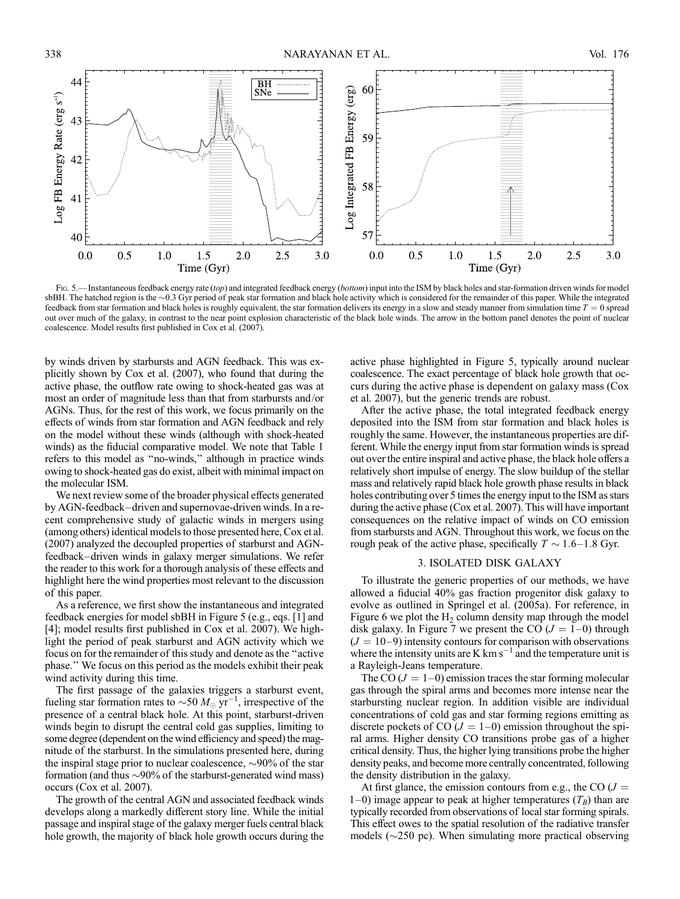Fig. 5.— Instantaneous feedback energy rate (*top*) and integrated feedback energy (*bottom*) input into the ISM by black holes and star-formation driven winds for model sbBH. The hatched region is the ~0.3 Gyr period of peak star formation and black hole activity which is considered for the remainder of this paper. While the integrated feedback from star formation and black holes is roughly equivalent, the star formation delivers its energy in a slow and steady manner from simulation time $T = 0$ spread out over much of the galaxy, in contrast to the near point explosion characteristic of the black hole winds. The arrow in the bottom panel denotes the point of nuclear coalescence. Model results first published in Cox et al. (2007).

by winds driven by starbursts and AGN feedback. This was explicitly shown by Cox et al. (2007), who found that during the active phase, the outflow rate owing to shock-heated gas was at most an order of magnitude less than that from starbursts and/or AGNs. Thus, for the rest of this work, we focus primarily on the effects of winds from star formation and AGN feedback and rely on the model without these winds (although with shock-heated winds) as the fiducial comparative model. We note that Table 1 refers to this model as "no-winds," although in practice winds owing to shock-heated gas do exist, albeit with minimal impact on the molecular ISM.

We next review some of the broader physical effects generated by AGN-feedback–driven and supernovae-driven winds. In a recent comprehensive study of galactic winds in mergers using (among others) identical models to those presented here, Cox et al. (2007) analyzed the decoupled properties of starburst and AGN-feedback–driven winds in galaxy merger simulations. We refer the reader to this work for a thorough analysis of these effects and highlight here the wind properties most relevant to the discussion of this paper.

As a reference, we first show the instantaneous and integrated feedback energies for model sbBH in Figure 5 (e.g., eqs. [1] and [4]; model results first published in Cox et al. 2007). We highlight the period of peak starburst and AGN activity which we focus on for the remainder of this study and denote as the "active phase." We focus on this period as the models exhibit their peak wind activity during this time.

The first passage of the galaxies triggers a starburst event, fueling star formation rates to $\sim 50\ M_{\odot}\ \mathrm{yr}^{-1}$, irrespective of the presence of a central black hole. At this point, starburst-driven winds begin to disrupt the central cold gas supplies, limiting to some degree (dependent on the wind efficiency and speed) the magnitude of the starburst. In the simulations presented here, during the inspiral stage prior to nuclear coalescence, ~90% of the star formation (and thus ~90% of the starburst-generated wind mass) occurs (Cox et al. 2007).

The growth of the central AGN and associated feedback winds develops along a markedly different story line. While the initial passage and inspiral stage of the galaxy merger fuels central black hole growth, the majority of black hole growth occurs during the active phase highlighted in Figure 5, typically around nuclear coalescence. The exact percentage of black hole growth that occurs during the active phase is dependent on galaxy mass (Cox et al. 2007), but the generic trends are robust.

After the active phase, the total integrated feedback energy deposited into the ISM from star formation and black holes is roughly the same. However, the instantaneous properties are different. While the energy input from star formation winds is spread out over the entire inspiral and active phase, the black hole offers a relatively short impulse of energy. The slow buildup of the stellar mass and relatively rapid black hole growth phase results in black holes contributing over 5 times the energy input to the ISM as stars during the active phase (Cox et al. 2007). This will have important consequences on the relative impact of winds on CO emission from starbursts and AGN. Throughout this work, we focus on the rough peak of the active phase, specifically $T \sim 1.6$–1.8 Gyr.

## 3. ISOLATED DISK GALAXY

To illustrate the generic properties of our methods, we have allowed a fiducial 40% gas fraction progenitor disk galaxy to evolve as outlined in Springel et al. (2005a). For reference, in Figure 6 we plot the $H_2$ column density map through the model disk galaxy. In Figure 7 we present the CO ($J = 1$–0) through ($J = 10$–9) intensity contours for comparison with observations where the intensity units are K km s$^{-1}$ and the temperature unit is a Rayleigh-Jeans temperature.

The CO ($J = 1$–0) emission traces the star forming molecular gas through the spiral arms and becomes more intense near the starbursting nuclear region. In addition visible are individual concentrations of cold gas and star forming regions emitting as discrete pockets of CO ($J = 1$–0) emission throughout the spiral arms. Higher density CO transitions probe gas of a higher critical density. Thus, the higher lying transitions probe the higher density peaks, and become more centrally concentrated, following the density distribution in the galaxy.

At first glance, the emission contours from e.g., the CO ($J = 1$–0) image appear to peak at higher temperatures ($T_B$) than are typically recorded from observations of local star forming spirals. This effect owes to the spatial resolution of the radiative transfer models (~250 pc). When simulating more practical observing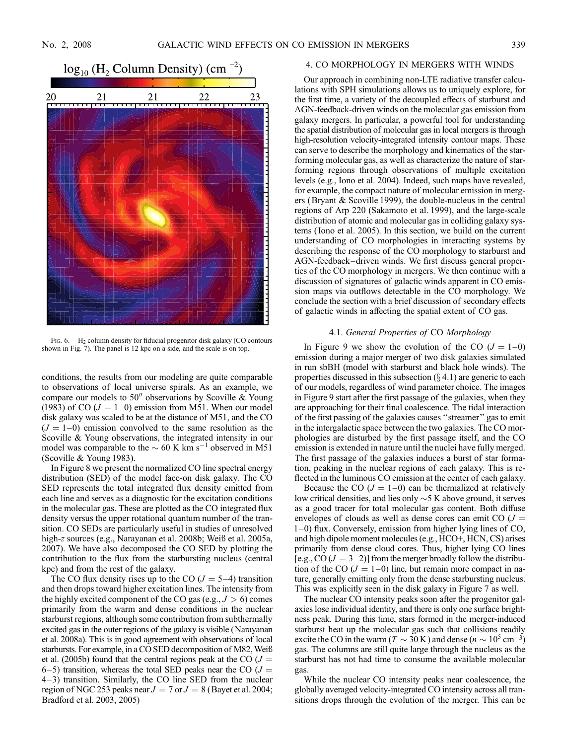Fig. 6.— $H_2$ column density for fiducial progenitor disk galaxy (CO contours shown in Fig. 7). The panel is 12 kpc on a side, and the scale is on top.

conditions, the results from our modeling are quite comparable to observations of local universe spirals. As an example, we compare our models to 50″ observations by Scoville & Young (1983) of CO ($J$ = 1–0) emission from M51. When our model disk galaxy was scaled to be at the distance of M51, and the CO ($J$ = 1–0) emission convolved to the same resolution as the Scoville & Young observations, the integrated intensity in our model was comparable to the $\sim$ 60 K km s$^{-1}$ observed in M51 (Scoville & Young 1983).

In Figure 8 we present the normalized CO line spectral energy distribution (SED) of the model face-on disk galaxy. The CO SED represents the total integrated flux density emitted from each line and serves as a diagnostic for the excitation conditions in the molecular gas. These are plotted as the CO integrated flux density versus the upper rotational quantum number of the transition. CO SEDs are particularly useful in studies of unresolved high-$z$ sources (e.g., Narayanan et al. 2008b; Weiß et al. 2005a, 2007). We have also decomposed the CO SED by plotting the contribution to the flux from the starbursting nucleus (central kpc) and from the rest of the galaxy.

The CO flux density rises up to the CO ($J$ = 5–4) transition and then drops toward higher excitation lines. The intensity from the highly excited component of the CO gas (e.g., $J > 6$) comes primarily from the warm and dense conditions in the nuclear starburst regions, although some contribution from subthermally excited gas in the outer regions of the galaxy is visible (Narayanan et al. 2008a). This is in good agreement with observations of local starbursts. For example, in a CO SED decomposition of M82, Weiß et al. (2005b) found that the central regions peak at the CO ($J$ = 6–5) transition, whereas the total SED peaks near the CO ($J$ = 4–3) transition. Similarly, the CO line SED from the nuclear region of NGC 253 peaks near $J$ = 7 or $J$ = 8 (Bayet et al. 2004; Bradford et al. 2003, 2005)

## 4. CO MORPHOLOGY IN MERGERS WITH WINDS

Our approach in combining non-LTE radiative transfer calculations with SPH simulations allows us to uniquely explore, for the first time, a variety of the decoupled effects of starburst and AGN-feedback-driven winds on the molecular gas emission from galaxy mergers. In particular, a powerful tool for understanding the spatial distribution of molecular gas in local mergers is through high-resolution velocity-integrated intensity contour maps. These can serve to describe the morphology and kinematics of the star-forming molecular gas, as well as characterize the nature of star-forming regions through observations of multiple excitation levels (e.g., Iono et al. 2004). Indeed, such maps have revealed, for example, the compact nature of molecular emission in mergers (Bryant & Scoville 1999), the double-nucleus in the central regions of Arp 220 (Sakamoto et al. 1999), and the large-scale distribution of atomic and molecular gas in colliding galaxy systems (Iono et al. 2005). In this section, we build on the current understanding of CO morphologies in interacting systems by describing the response of the CO morphology to starburst and AGN-feedback–driven winds. We first discuss general properties of the CO morphology in mergers. We then continue with a discussion of signatures of galactic winds apparent in CO emission maps via outflows detectable in the CO morphology. We conclude the section with a brief discussion of secondary effects of galactic winds in affecting the spatial extent of CO gas.

### 4.1. *General Properties of* CO *Morphology*

In Figure 9 we show the evolution of the CO ($J$ = 1–0) emission during a major merger of two disk galaxies simulated in run sbBH (model with starburst and black hole winds). The properties discussed in this subsection (§ 4.1) are generic to each of our models, regardless of wind parameter choice. The images in Figure 9 start after the first passage of the galaxies, when they are approaching for their final coalescence. The tidal interaction of the first passing of the galaxies causes "streamer" gas to emit in the intergalactic space between the two galaxies. The CO morphologies are disturbed by the first passage itself, and the CO emission is extended in nature until the nuclei have fully merged. The first passage of the galaxies induces a burst of star formation, peaking in the nuclear regions of each galaxy. This is reflected in the luminous CO emission at the center of each galaxy.

Because the CO ($J$ = 1–0) can be thermalized at relatively low critical densities, and lies only $\sim$5 K above ground, it serves as a good tracer for total molecular gas content. Both diffuse envelopes of clouds as well as dense cores can emit CO ($J$ = 1–0) flux. Conversely, emission from higher lying lines of CO, and high dipole moment molecules (e.g., HCO+, HCN, CS) arises primarily from dense cloud cores. Thus, higher lying CO lines [e.g., CO ($J$ = 3–2)] from the merger broadly follow the distribution of the CO ($J$ = 1–0) line, but remain more compact in nature, generally emitting only from the dense starbursting nucleus. This was explicitly seen in the disk galaxy in Figure 7 as well.

The nuclear CO intensity peaks soon after the progenitor galaxies lose individual identity, and there is only one surface brightness peak. During this time, stars formed in the merger-induced starburst heat up the molecular gas such that collisions readily excite the CO in the warm ($T \sim 30$ K) and dense ($n \sim 10^5$ cm$^{-3}$) gas. The columns are still quite large through the nucleus as the starburst has not had time to consume the available molecular gas.

While the nuclear CO intensity peaks near coalescence, the globally averaged velocity-integrated CO intensity across all transitions drops through the evolution of the merger. This can be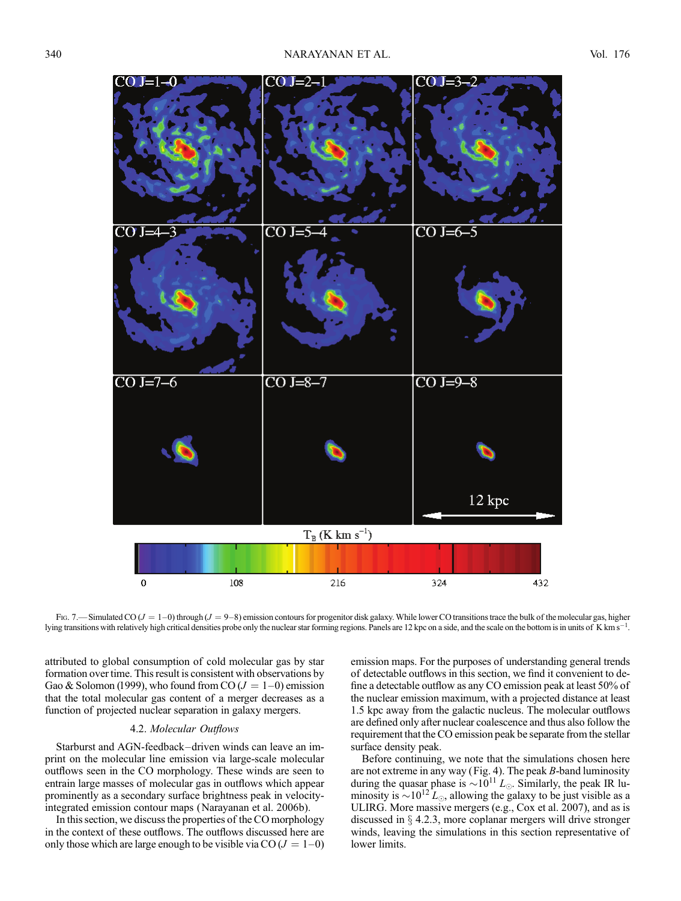Fig. 7.—Simulated CO ($J = 1$–$0$) through ($J = 9$–$8$) emission contours for progenitor disk galaxy. While lower CO transitions trace the bulk of the molecular gas, higher lying transitions with relatively high critical densities probe only the nuclear star forming regions. Panels are 12 kpc on a side, and the scale on the bottom is in units of K km s$^{-1}$.

attributed to global consumption of cold molecular gas by star formation over time. This result is consistent with observations by Gao & Solomon (1999), who found from CO ($J = 1$–$0$) emission that the total molecular gas content of a merger decreases as a function of projected nuclear separation in galaxy mergers.

### 4.2. *Molecular Outflows*

Starburst and AGN-feedback–driven winds can leave an imprint on the molecular line emission via large-scale molecular outflows seen in the CO morphology. These winds are seen to entrain large masses of molecular gas in outflows which appear prominently as a secondary surface brightness peak in velocity-integrated emission contour maps (Narayanan et al. 2006b).

In this section, we discuss the properties of the CO morphology in the context of these outflows. The outflows discussed here are only those which are large enough to be visible via CO ($J = 1$–$0$) emission maps. For the purposes of understanding general trends of detectable outflows in this section, we find it convenient to define a detectable outflow as any CO emission peak at least 50% of the nuclear emission maximum, with a projected distance at least 1.5 kpc away from the galactic nucleus. The molecular outflows are defined only after nuclear coalescence and thus also follow the requirement that the CO emission peak be separate from the stellar surface density peak.

Before continuing, we note that the simulations chosen here are not extreme in any way (Fig. 4). The peak *B*-band luminosity during the quasar phase is $\sim 10^{11}\ L_{\odot}$. Similarly, the peak IR luminosity is $\sim 10^{12}\ L_{\odot}$, allowing the galaxy to be just visible as a ULIRG. More massive mergers (e.g., Cox et al. 2007), and as is discussed in § 4.2.3, more coplanar mergers will drive stronger winds, leaving the simulations in this section representative of lower limits.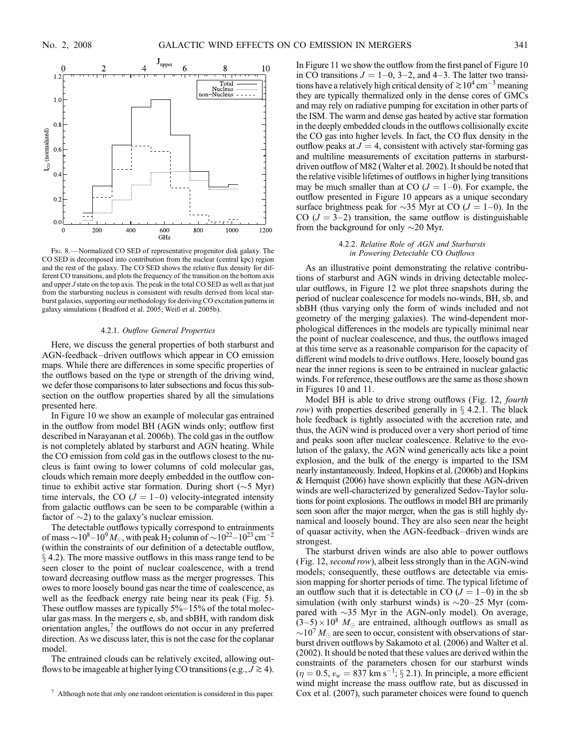Fig. 8.—Normalized CO SED of representative progenitor disk galaxy. The CO SED is decomposed into contribution from the nuclear (central kpc) region and the rest of the galaxy. The CO SED shows the relative flux density for different CO transitions, and plots the frequency of the transition on the bottom axis and upper $J$ state on the top axis. The peak in the total CO SED as well as that just from the starbursting nucleus is consistent with results derived from local starburst galaxies, supporting our methodology for deriving CO excitation patterns in galaxy simulations (Bradford et al. 2005; Weiß et al. 2005b).

#### 4.2.1. *Outflow General Properties*

Here, we discuss the general properties of both starburst and AGN-feedback–driven outflows which appear in CO emission maps. While there are differences in some specific properties of the outflows based on the type or strength of the driving wind, we defer those comparisons to later subsections and focus this subsection on the outflow properties shared by all the simulations presented here.

In Figure 10 we show an example of molecular gas entrained in the outflow from model BH (AGN winds only; outflow first described in Narayanan et al. 2006b). The cold gas in the outflow is not completely ablated by starburst and AGN heating. While the CO emission from cold gas in the outflows closest to the nucleus is faint owing to lower columns of cold molecular gas, clouds which remain more deeply embedded in the outflow continue to exhibit active star formation. During short ($\sim$5 Myr) time intervals, the CO ($J = 1$–0) velocity-integrated intensity from galactic outflows can be seen to be comparable (within a factor of $\sim$2) to the galaxy's nuclear emission.

The detectable outflows typically correspond to entrainments of mass $\sim 10^8$–$10^9\,M_\odot$, with peak $H_2$ column of $\sim 10^{22}$–$10^{23}$ cm$^{-2}$ (within the constraints of our definition of a detectable outflow, § 4.2). The more massive outflows in this mass range tend to be seen closer to the point of nuclear coalescence, with a trend toward decreasing outflow mass as the merger progresses. This owes to more loosely bound gas near the time of coalescence, as well as the feedback energy rate being near its peak (Fig. 5). These outflow masses are typically 5%–15% of the total molecular gas mass. In the mergers e, sb, and sbBH, with random disk orientation angles,[7] the outflows do not occur in any preferred direction. As we discuss later, this is not the case for the coplanar model.

The entrained clouds can be relatively excited, allowing outflows to be imageable at higher lying CO transitions (e.g., $J \gtrsim 4$). In Figure 11 we show the outflow from the first panel of Figure 10 in CO transitions $J = 1$–0, 3–2, and 4–3. The latter two transitions have a relatively high critical density of $\gtrsim 10^4$ cm$^{-3}$ meaning they are typically thermalized only in the dense cores of GMCs and may rely on radiative pumping for excitation in other parts of the ISM. The warm and dense gas heated by active star formation in the deeply embedded clouds in the outflows collisionally excite the CO gas into higher levels. In fact, the CO flux density in the outflow peaks at $J = 4$, consistent with actively star-forming gas and multiline measurements of excitation patterns in starburst-driven outflow of M82 (Walter et al. 2002). It should be noted that the relative visible lifetimes of outflows in higher lying transitions may be much smaller than at CO ($J = 1$–0). For example, the outflow presented in Figure 10 appears as a unique secondary surface brightness peak for $\sim$35 Myr at CO ($J = 1$–0). In the CO ($J = 3$–2) transition, the same outflow is distinguishable from the background for only $\sim$20 Myr.

#### 4.2.2. *Relative Role of AGN and Starbursts in Powering Detectable* CO *Outflows*

As an illustrative point demonstrating the relative contributions of starburst and AGN winds in driving detectable molecular outflows, in Figure 12 we plot three snapshots during the period of nuclear coalescence for models no-winds, BH, sb, and sbBH (thus varying only the form of winds included and not geometry of the merging galaxies). The wind-dependent morphological differences in the models are typically minimal near the point of nuclear coalescence, and thus, the outflows imaged at this time serve as a reasonable comparison for the capacity of different wind models to drive outflows. Here, loosely bound gas near the inner regions is seen to be entrained in nuclear galactic winds. For reference, these outflows are the same as those shown in Figures 10 and 11.

Model BH is able to drive strong outflows (Fig. 12, *fourth row*) with properties described generally in § 4.2.1. The black hole feedback is tightly associated with the accretion rate, and thus, the AGN wind is produced over a very short period of time and peaks soon after nuclear coalescence. Relative to the evolution of the galaxy, the AGN wind generically acts like a point explosion, and the bulk of the energy is imparted to the ISM nearly instantaneously. Indeed, Hopkins et al. (2006b) and Hopkins & Hernquist (2006) have shown explicitly that these AGN-driven winds are well-characterized by generalized Sedov-Taylor solutions for point explosions. The outflows in model BH are primarily seen soon after the major merger, when the gas is still highly dynamical and loosely bound. They are also seen near the height of quasar activity, when the AGN-feedback–driven winds are strongest.

The starburst driven winds are also able to power outflows (Fig. 12, *second row*), albeit less strongly than in the AGN-wind models; consequently, these outflows are detectable via emission mapping for shorter periods of time. The typical lifetime of an outflow such that it is detectable in CO ($J = 1$–0) in the sb simulation (with only starburst winds) is $\sim$20–25 Myr (compared with $\sim$35 Myr in the AGN-only model). On average, $(3$–$5) \times 10^8\,M_\odot$ are entrained, although outflows as small as $\sim 10^7\,M_\odot$ are seen to occur, consistent with observations of starburst driven outflows by Sakamoto et al. (2006) and Walter et al. (2002). It should be noted that these values are derived within the constraints of the parameters chosen for our starburst winds ($\eta = 0.5$, $v_w = 837$ km s$^{-1}$; § 2.1). In principle, a more efficient wind might increase the mass outflow rate, but as discussed in Cox et al. (2007), such parameter choices were found to quench

[7] Although note that only one random orientation is considered in this paper.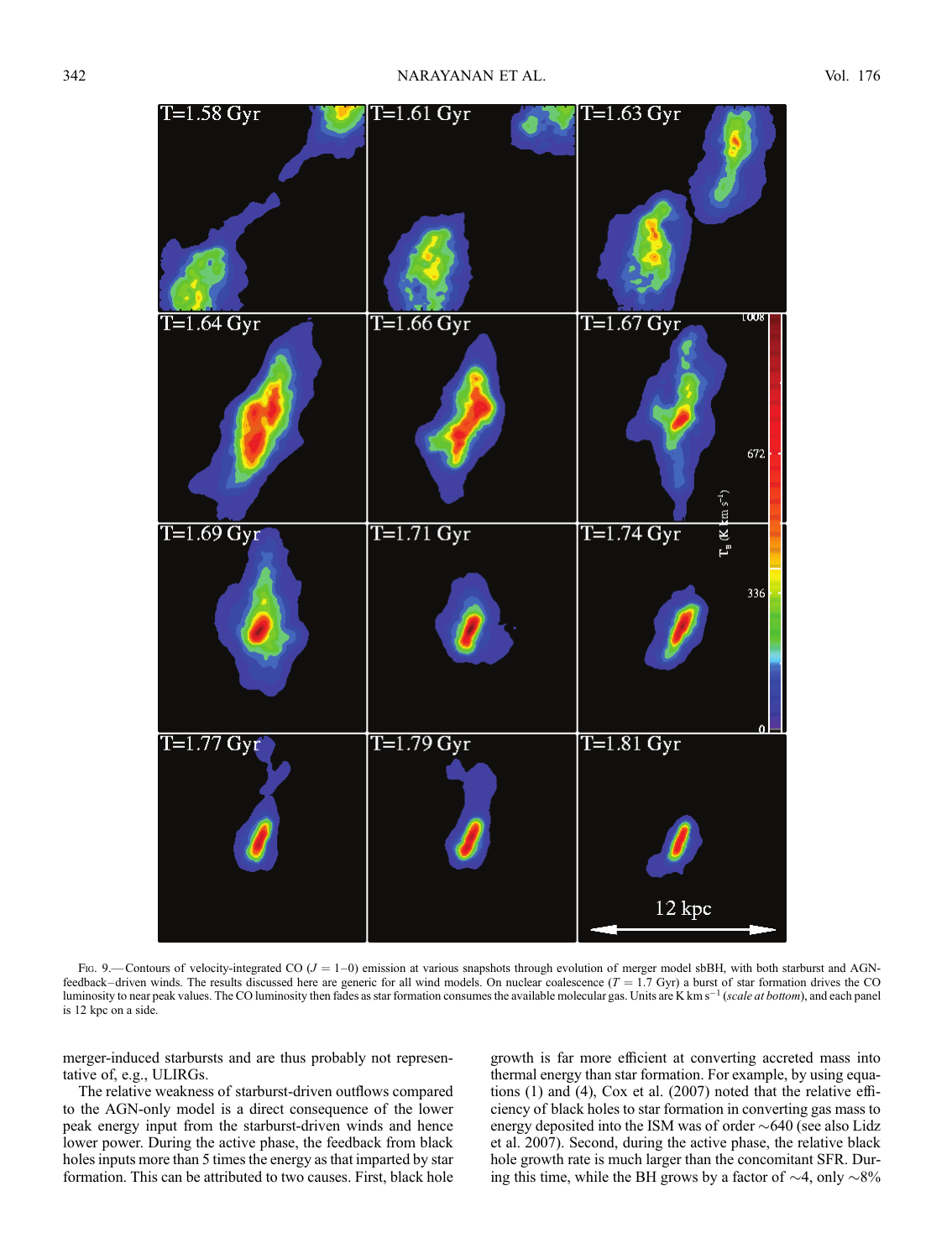FIG. 9.— Contours of velocity-integrated CO ($J = 1$–$0$) emission at various snapshots through evolution of merger model sbBH, with both starburst and AGN-feedback–driven winds. The results discussed here are generic for all wind models. On nuclear coalescence ($T = 1.7$ Gyr) a burst of star formation drives the CO luminosity to near peak values. The CO luminosity then fades as star formation consumes the available molecular gas. Units are K km s$^{-1}$ (*scale at bottom*), and each panel is 12 kpc on a side.

merger-induced starbursts and are thus probably not representative of, e.g., ULIRGs.

The relative weakness of starburst-driven outflows compared to the AGN-only model is a direct consequence of the lower peak energy input from the starburst-driven winds and hence lower power. During the active phase, the feedback from black holes inputs more than 5 times the energy as that imparted by star formation. This can be attributed to two causes. First, black hole growth is far more efficient at converting accreted mass into thermal energy than star formation. For example, by using equations (1) and (4), Cox et al. (2007) noted that the relative efficiency of black holes to star formation in converting gas mass to energy deposited into the ISM was of order $\sim$640 (see also Lidz et al. 2007). Second, during the active phase, the relative black hole growth rate is much larger than the concomitant SFR. During this time, while the BH grows by a factor of $\sim$4, only $\sim$8%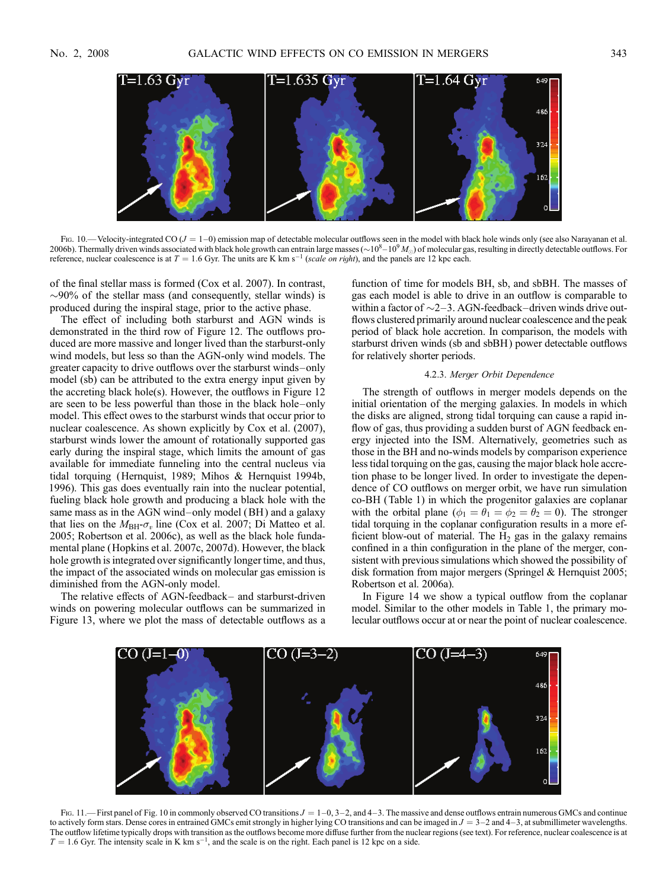Fig. 10.—Velocity-integrated CO ($J = 1$–0) emission map of detectable molecular outflows seen in the model with black hole winds only (see also Narayanan et al. 2006b). Thermally driven winds associated with black hole growth can entrain large masses ($\sim 10^8$–$10^9\ M_{\odot}$) of molecular gas, resulting in directly detectable outflows. For reference, nuclear coalescence is at $T = 1.6$ Gyr. The units are K km s$^{-1}$ (*scale on right*), and the panels are 12 kpc each.

of the final stellar mass is formed (Cox et al. 2007). In contrast, $\sim$90% of the stellar mass (and consequently, stellar winds) is produced during the inspiral stage, prior to the active phase.

The effect of including both starburst and AGN winds is demonstrated in the third row of Figure 12. The outflows produced are more massive and longer lived than the starburst-only wind models, but less so than the AGN-only wind models. The greater capacity to drive outflows over the starburst winds–only model (sb) can be attributed to the extra energy input given by the accreting black hole(s). However, the outflows in Figure 12 are seen to be less powerful than those in the black hole–only model. This effect owes to the starburst winds that occur prior to nuclear coalescence. As shown explicitly by Cox et al. (2007), starburst winds lower the amount of rotationally supported gas early during the inspiral stage, which limits the amount of gas available for immediate funneling into the central nucleus via tidal torquing (Hernquist, 1989; Mihos & Hernquist 1994b, 1996). This gas does eventually rain into the nuclear potential, fueling black hole growth and producing a black hole with the same mass as in the AGN wind–only model (BH) and a galaxy that lies on the $M_{\rm BH}$-$\sigma_v$ line (Cox et al. 2007; Di Matteo et al. 2005; Robertson et al. 2006c), as well as the black hole fundamental plane (Hopkins et al. 2007c, 2007d). However, the black hole growth is integrated over significantly longer time, and thus, the impact of the associated winds on molecular gas emission is diminished from the AGN-only model.

The relative effects of AGN-feedback– and starburst-driven winds on powering molecular outflows can be summarized in Figure 13, where we plot the mass of detectable outflows as a function of time for models BH, sb, and sbBH. The masses of gas each model is able to drive in an outflow is comparable to within a factor of $\sim$2–3. AGN-feedback–driven winds drive outflows clustered primarily around nuclear coalescence and the peak period of black hole accretion. In comparison, the models with starburst driven winds (sb and sbBH) power detectable outflows for relatively shorter periods.

#### 4.2.3. *Merger Orbit Dependence*

The strength of outflows in merger models depends on the initial orientation of the merging galaxies. In models in which the disks are aligned, strong tidal torquing can cause a rapid inflow of gas, thus providing a sudden burst of AGN feedback energy injected into the ISM. Alternatively, geometries such as those in the BH and no-winds models by comparison experience less tidal torquing on the gas, causing the major black hole accretion phase to be longer lived. In order to investigate the dependence of CO outflows on merger orbit, we have run simulation co-BH (Table 1) in which the progenitor galaxies are coplanar with the orbital plane ($\phi_1 = \theta_1 = \phi_2 = \theta_2 = 0$). The stronger tidal torquing in the coplanar configuration results in a more efficient blow-out of material. The $H_2$ gas in the galaxy remains confined in a thin configuration in the plane of the merger, consistent with previous simulations which showed the possibility of disk formation from major mergers (Springel & Hernquist 2005; Robertson et al. 2006a).

In Figure 14 we show a typical outflow from the coplanar model. Similar to the other models in Table 1, the primary molecular outflows occur at or near the point of nuclear coalescence.

Fig. 11.—First panel of Fig. 10 in commonly observed CO transitions $J = 1$–0, 3–2, and 4–3. The massive and dense outflows entrain numerous GMCs and continue to actively form stars. Dense cores in entrained GMCs emit strongly in higher lying CO transitions and can be imaged in $J = 3$–2 and 4–3, at submillimeter wavelengths. The outflow lifetime typically drops with transition as the outflows become more diffuse further from the nuclear regions (see text). For reference, nuclear coalescence is at $T = 1.6$ Gyr. The intensity scale in K km s$^{-1}$, and the scale is on the right. Each panel is 12 kpc on a side.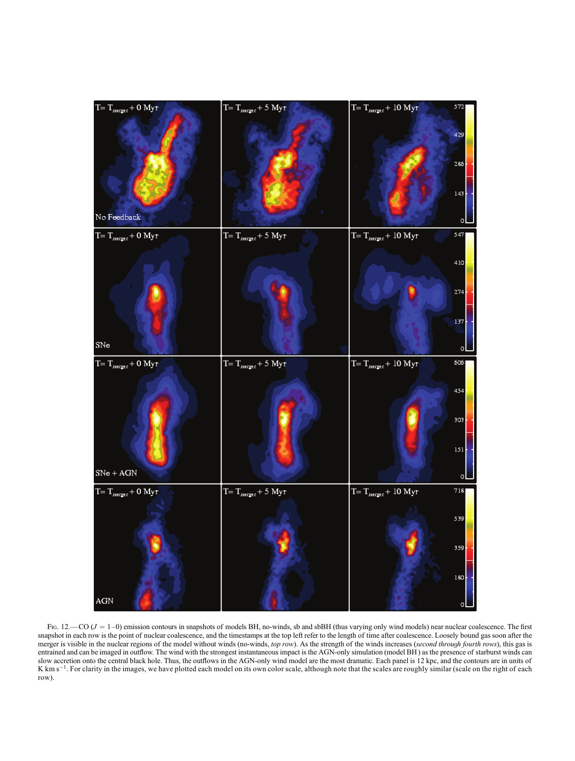FIG. 12.— CO ($J = 1$–$0$) emission contours in snapshots of models BH, no-winds, sb and sbBH (thus varying only wind models) near nuclear coalescence. The first snapshot in each row is the point of nuclear coalescence, and the timestamps at the top left refer to the length of time after coalescence. Loosely bound gas soon after the merger is visible in the nuclear regions of the model without winds (no-winds, *top row*). As the strength of the winds increases (*second through fourth rows*), this gas is entrained and can be imaged in outflow. The wind with the strongest instantaneous impact is the AGN-only simulation (model BH ) as the presence of starburst winds can slow accretion onto the central black hole. Thus, the outflows in the AGN-only wind model are the most dramatic. Each panel is 12 kpc, and the contours are in units of K km s$^{-1}$. For clarity in the images, we have plotted each model on its own color scale, although note that the scales are roughly similar (scale on the right of each row).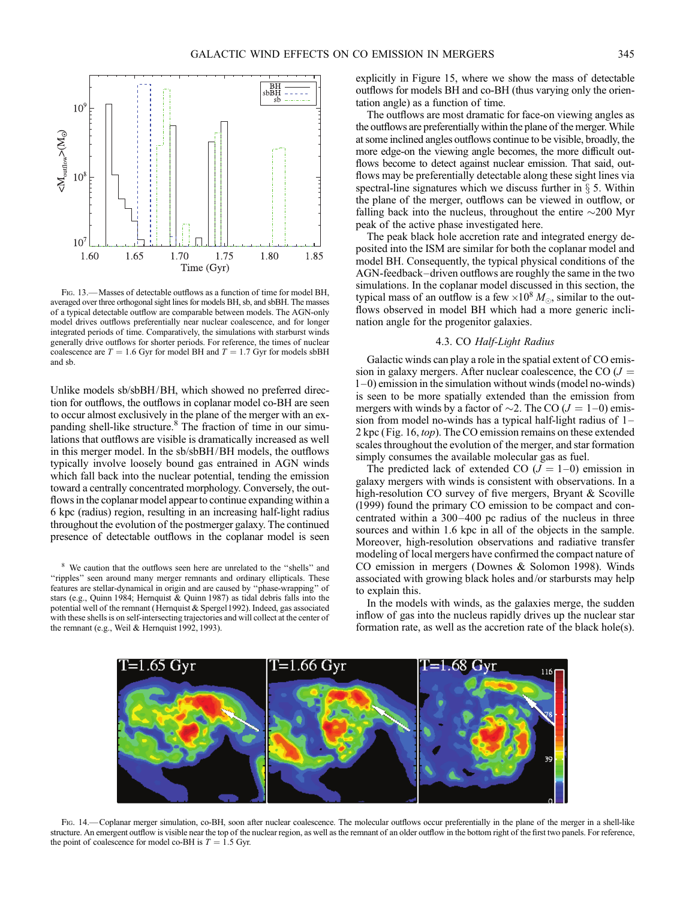Fig. 13.—Masses of detectable outflows as a function of time for model BH, averaged over three orthogonal sight lines for models BH, sb, and sbBH. The masses of a typical detectable outflow are comparable between models. The AGN-only model drives outflows preferentially near nuclear coalescence, and for longer integrated periods of time. Comparatively, the simulations with starburst winds generally drive outflows for shorter periods. For reference, the times of nuclear coalescence are $T = 1.6$ Gyr for model BH and $T = 1.7$ Gyr for models sbBH and sb.

Unlike models sb/sbBH/BH, which showed no preferred direction for outflows, the outflows in coplanar model co-BH are seen to occur almost exclusively in the plane of the merger with an expanding shell-like structure.[8] The fraction of time in our simulations that outflows are visible is dramatically increased as well in this merger model. In the sb/sbBH/BH models, the outflows typically involve loosely bound gas entrained in AGN winds which fall back into the nuclear potential, tending the emission toward a centrally concentrated morphology. Conversely, the outflows in the coplanar model appear to continue expanding within a 6 kpc (radius) region, resulting in an increasing half-light radius throughout the evolution of the postmerger galaxy. The continued presence of detectable outflows in the coplanar model is seen explicitly in Figure 15, where we show the mass of detectable outflows for models BH and co-BH (thus varying only the orientation angle) as a function of time.

The outflows are most dramatic for face-on viewing angles as the outflows are preferentially within the plane of the merger. While at some inclined angles outflows continue to be visible, broadly, the more edge-on the viewing angle becomes, the more difficult outflows become to detect against nuclear emission. That said, outflows may be preferentially detectable along these sight lines via spectral-line signatures which we discuss further in § 5. Within the plane of the merger, outflows can be viewed in outflow, or falling back into the nucleus, throughout the entire ~200 Myr peak of the active phase investigated here.

The peak black hole accretion rate and integrated energy deposited into the ISM are similar for both the coplanar model and model BH. Consequently, the typical physical conditions of the AGN-feedback–driven outflows are roughly the same in the two simulations. In the coplanar model discussed in this section, the typical mass of an outflow is a few $\times 10^8\ M_\odot$, similar to the outflows observed in model BH which had a more generic inclination angle for the progenitor galaxies.

[8] We caution that the outflows seen here are unrelated to the "shells" and "ripples" seen around many merger remnants and ordinary ellipticals. These features are stellar-dynamical in origin and are caused by "phase-wrapping" of stars (e.g., Quinn 1984; Hernquist & Quinn 1987) as tidal debris falls into the potential well of the remnant (Hernquist & Spergel 1992). Indeed, gas associated with these shells is on self-intersecting trajectories and will collect at the center of the remnant (e.g., Weil & Hernquist 1992, 1993).

### 4.3. CO *Half-Light Radius*

Galactic winds can play a role in the spatial extent of CO emission in galaxy mergers. After nuclear coalescence, the CO ($J = 1$–$0$) emission in the simulation without winds (model no-winds) is seen to be more spatially extended than the emission from mergers with winds by a factor of ~2. The CO ($J = 1$–$0$) emission from model no-winds has a typical half-light radius of 1–2 kpc (Fig. 16, *top*). The CO emission remains on these extended scales throughout the evolution of the merger, and star formation simply consumes the available molecular gas as fuel.

The predicted lack of extended CO ($J = 1$–$0$) emission in galaxy mergers with winds is consistent with observations. In a high-resolution CO survey of five mergers, Bryant & Scoville (1999) found the primary CO emission to be compact and concentrated within a 300–400 pc radius of the nucleus in three sources and within 1.6 kpc in all of the objects in the sample. Moreover, high-resolution observations and radiative transfer modeling of local mergers have confirmed the compact nature of CO emission in mergers (Downes & Solomon 1998). Winds associated with growing black holes and/or starbursts may help to explain this.

In the models with winds, as the galaxies merge, the sudden inflow of gas into the nucleus rapidly drives up the nuclear star formation rate, as well as the accretion rate of the black hole(s).

Fig. 14.—Coplanar merger simulation, co-BH, soon after nuclear coalescence. The molecular outflows occur preferentially in the plane of the merger in a shell-like structure. An emergent outflow is visible near the top of the nuclear region, as well as the remnant of an older outflow in the bottom right of the first two panels. For reference, the point of coalescence for model co-BH is $T = 1.5$ Gyr.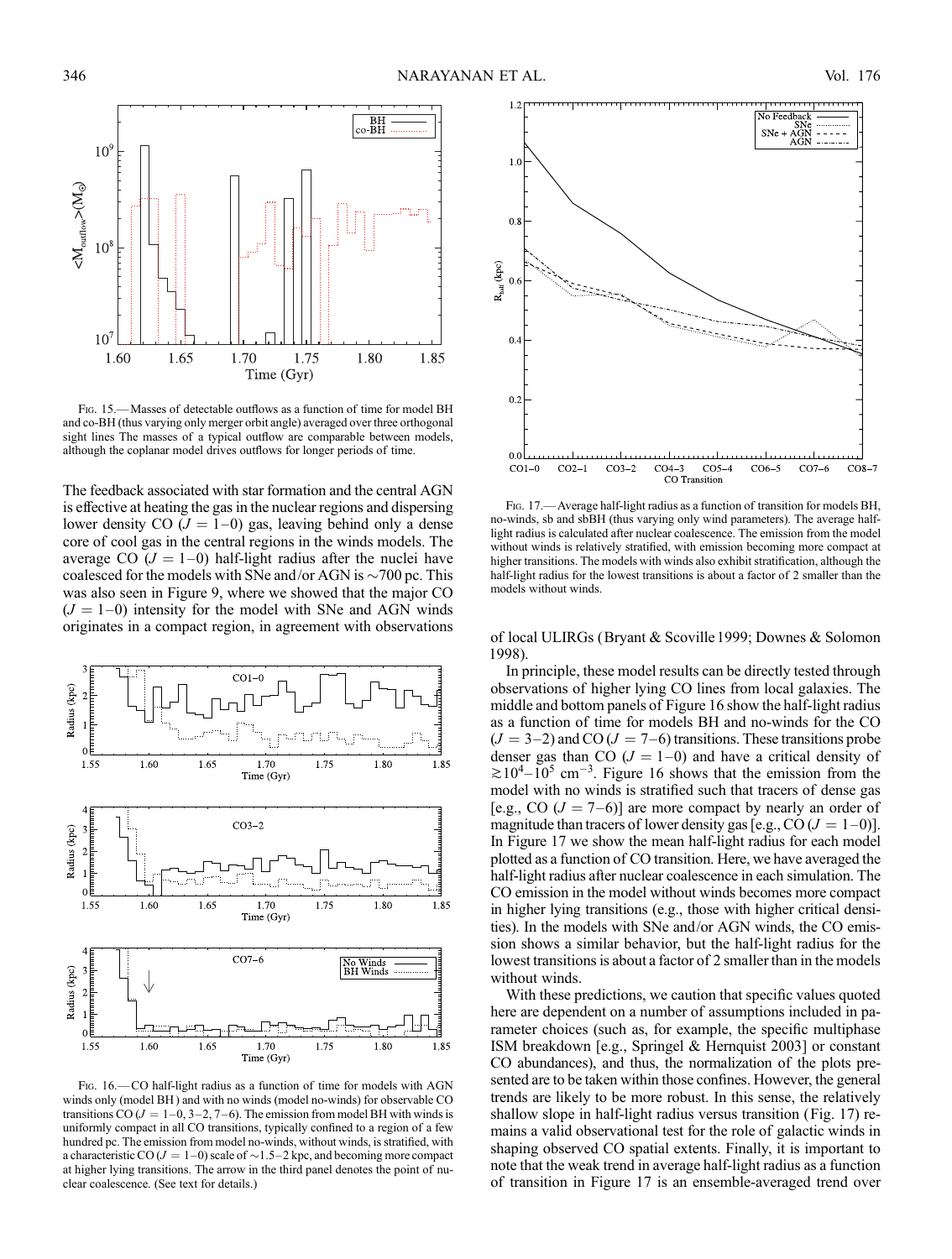Fig. 15.— Masses of detectable outflows as a function of time for model BH and co-BH (thus varying only merger orbit angle) averaged over three orthogonal sight lines The masses of a typical outflow are comparable between models, although the coplanar model drives outflows for longer periods of time.

The feedback associated with star formation and the central AGN is effective at heating the gas in the nuclear regions and dispersing lower density CO ($J = 1$–$0$) gas, leaving behind only a dense core of cool gas in the central regions in the winds models. The average CO ($J = 1$–$0$) half-light radius after the nuclei have coalesced for the models with SNe and/or AGN is ~700 pc. This was also seen in Figure 9, where we showed that the major CO ($J = 1$–$0$) intensity for the model with SNe and AGN winds originates in a compact region, in agreement with observations of local ULIRGs (Bryant & Scoville 1999; Downes & Solomon 1998).

Fig. 16.— CO half-light radius as a function of time for models with AGN winds only (model BH) and with no winds (model no-winds) for observable CO transitions CO ($J = 1$–$0$, 3–2, 7–6). The emission from model BH with winds is uniformly compact in all CO transitions, typically confined to a region of a few hundred pc. The emission from model no-winds, without winds, is stratified, with a characteristic CO ($J = 1$–$0$) scale of ~1.5–2 kpc, and becoming more compact at higher lying transitions. The arrow in the third panel denotes the point of nuclear coalescence. (See text for details.)

Fig. 17.— Average half-light radius as a function of transition for models BH, no-winds, sb and sbBH (thus varying only wind parameters). The average half-light radius is calculated after nuclear coalescence. The emission from the model without winds is relatively stratified, with emission becoming more compact at higher transitions. The models with winds also exhibit stratification, although the half-light radius for the lowest transitions is about a factor of 2 smaller than the models without winds.

In principle, these model results can be directly tested through observations of higher lying CO lines from local galaxies. The middle and bottom panels of Figure 16 show the half-light radius as a function of time for models BH and no-winds for the CO ($J = 3$–$2$) and CO ($J = 7$–$6$) transitions. These transitions probe denser gas than CO ($J = 1$–$0$) and have a critical density of $\gtrsim 10^4$–$10^5$ cm$^{-3}$. Figure 16 shows that the emission from the model with no winds is stratified such that tracers of dense gas [e.g., CO ($J = 7$–$6$)] are more compact by nearly an order of magnitude than tracers of lower density gas [e.g., CO ($J = 1$–$0$)]. In Figure 17 we show the mean half-light radius for each model plotted as a function of CO transition. Here, we have averaged the half-light radius after nuclear coalescence in each simulation. The CO emission in the model without winds becomes more compact in higher lying transitions (e.g., those with higher critical densities). In the models with SNe and/or AGN winds, the CO emission shows a similar behavior, but the half-light radius for the lowest transitions is about a factor of 2 smaller than in the models without winds.

With these predictions, we caution that specific values quoted here are dependent on a number of assumptions included in parameter choices (such as, for example, the specific multiphase ISM breakdown [e.g., Springel & Hernquist 2003] or constant CO abundances), and thus, the normalization of the plots presented are to be taken within those confines. However, the general trends are likely to be more robust. In this sense, the relatively shallow slope in half-light radius versus transition (Fig. 17) remains a valid observational test for the role of galactic winds in shaping observed CO spatial extents. Finally, it is important to note that the weak trend in average half-light radius as a function of transition in Figure 17 is an ensemble-averaged trend over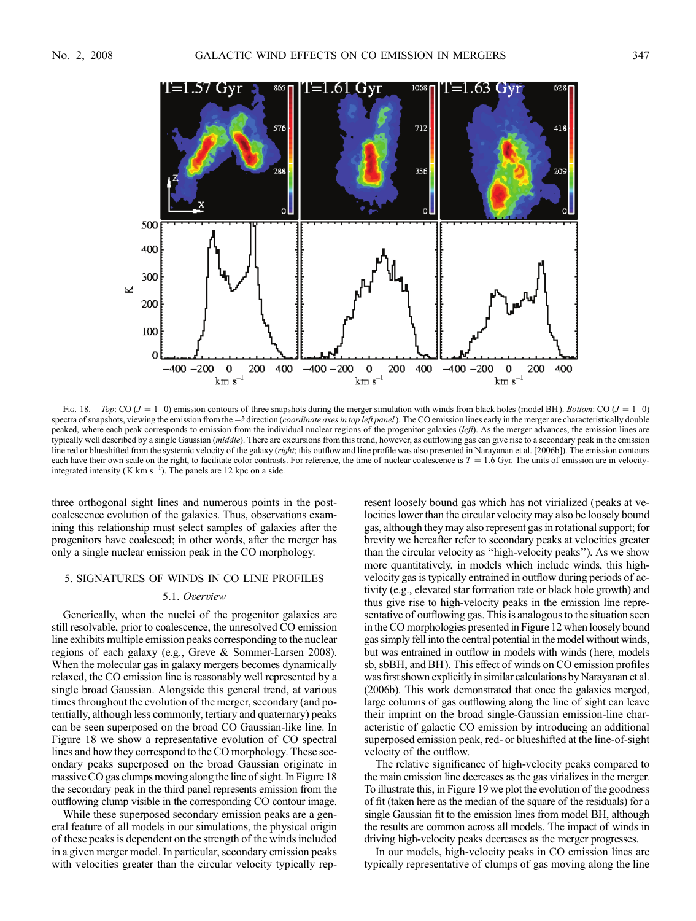T=1.57 Gyr

T=1.61 Gyr

T=1.63 Gyr

865
576
288
0

1068
712
356
0

628
418
209
0

z
x

500
400
300
200
100
0

K

−400 −200 0 200 400

km s$^{-1}$

Fig. 18.— *Top*: CO ($J = 1$–$0$) emission contours of three snapshots during the merger simulation with winds from black holes (model BH). *Bottom*: CO ($J = 1$–$0$) spectra of snapshots, viewing the emission from the $-\hat{z}$ direction (*coordinate axes in top left panel*). The CO emission lines early in the merger are characteristically double peaked, where each peak corresponds to emission from the individual nuclear regions of the progenitor galaxies (*left*). As the merger advances, the emission lines are typically well described by a single Gaussian (*middle*). There are excursions from this trend, however, as outflowing gas can give rise to a secondary peak in the emission line red or blueshifted from the systemic velocity of the galaxy (*right*; this outflow and line profile was also presented in Narayanan et al. [2006b]). The emission contours each have their own scale on the right, to facilitate color contrasts. For reference, the time of nuclear coalescence is $T = 1.6$ Gyr. The units of emission are in velocity-integrated intensity (K km s$^{-1}$). The panels are 12 kpc on a side.

three orthogonal sight lines and numerous points in the post-coalescence evolution of the galaxies. Thus, observations examining this relationship must select samples of galaxies after the progenitors have coalesced; in other words, after the merger has only a single nuclear emission peak in the CO morphology.

## 5. SIGNATURES OF WINDS IN CO LINE PROFILES

### 5.1. *Overview*

Generically, when the nuclei of the progenitor galaxies are still resolvable, prior to coalescence, the unresolved CO emission line exhibits multiple emission peaks corresponding to the nuclear regions of each galaxy (e.g., Greve & Sommer-Larsen 2008). When the molecular gas in galaxy mergers becomes dynamically relaxed, the CO emission line is reasonably well represented by a single broad Gaussian. Alongside this general trend, at various times throughout the evolution of the merger, secondary (and potentially, although less commonly, tertiary and quaternary) peaks can be seen superposed on the broad CO Gaussian-like line. In Figure 18 we show a representative evolution of CO spectral lines and how they correspond to the CO morphology. These secondary peaks superposed on the broad Gaussian originate in massive CO gas clumps moving along the line of sight. In Figure 18 the secondary peak in the third panel represents emission from the outflowing clump visible in the corresponding CO contour image.

While these superposed secondary emission peaks are a general feature of all models in our simulations, the physical origin of these peaks is dependent on the strength of the winds included in a given merger model. In particular, secondary emission peaks with velocities greater than the circular velocity typically represent loosely bound gas which has not virialized (peaks at velocities lower than the circular velocity may also be loosely bound gas, although they may also represent gas in rotational support; for brevity we hereafter refer to secondary peaks at velocities greater than the circular velocity as "high-velocity peaks"). As we show more quantitatively, in models which include winds, this high-velocity gas is typically entrained in outflow during periods of activity (e.g., elevated star formation rate or black hole growth) and thus give rise to high-velocity peaks in the emission line representative of outflowing gas. This is analogous to the situation seen in the CO morphologies presented in Figure 12 when loosely bound gas simply fell into the central potential in the model without winds, but was entrained in outflow in models with winds (here, models sb, sbBH, and BH). This effect of winds on CO emission profiles was first shown explicitly in similar calculations by Narayanan et al. (2006b). This work demonstrated that once the galaxies merged, large columns of gas outflowing along the line of sight can leave their imprint on the broad single-Gaussian emission-line characteristic of galactic CO emission by introducing an additional superposed emission peak, red- or blueshifted at the line-of-sight velocity of the outflow.

The relative significance of high-velocity peaks compared to the main emission line decreases as the gas virializes in the merger. To illustrate this, in Figure 19 we plot the evolution of the goodness of fit (taken here as the median of the square of the residuals) for a single Gaussian fit to the emission lines from model BH, although the results are common across all models. The impact of winds in driving high-velocity peaks decreases as the merger progresses.

In our models, high-velocity peaks in CO emission lines are typically representative of clumps of gas moving along the line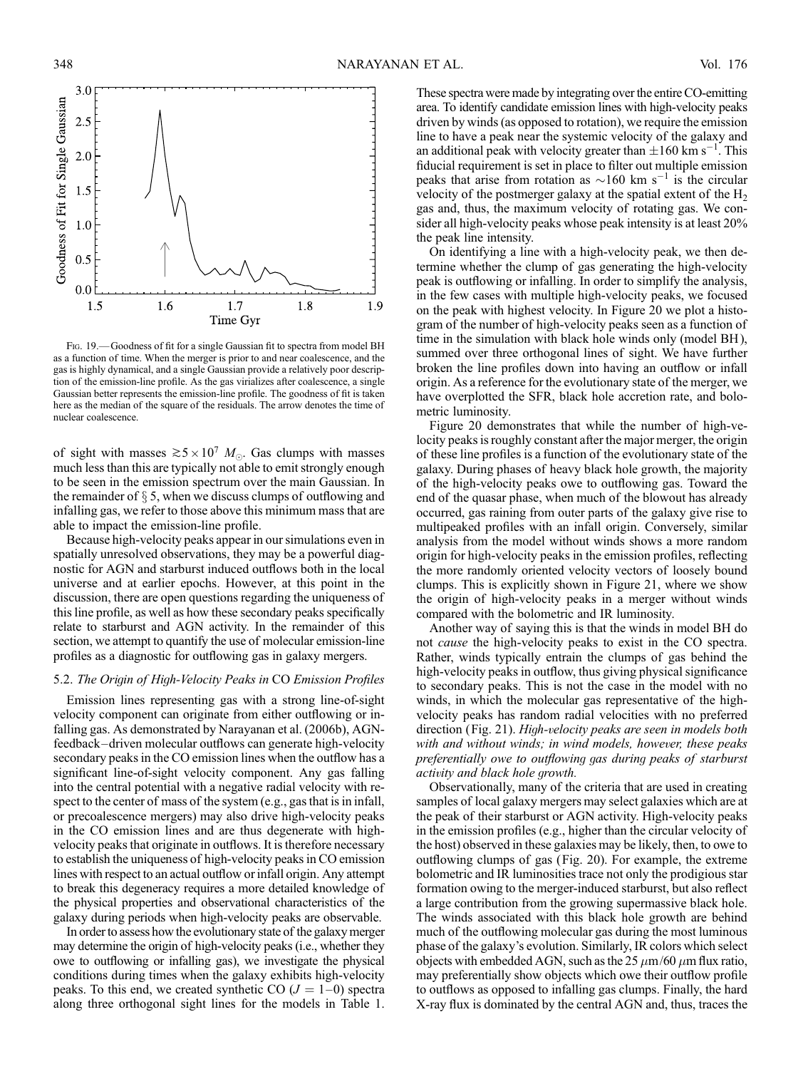Fig. 19.— Goodness of fit for a single Gaussian fit to spectra from model BH as a function of time. When the merger is prior to and near coalescence, and the gas is highly dynamical, and a single Gaussian provide a relatively poor description of the emission-line profile. As the gas virializes after coalescence, a single Gaussian better represents the emission-line profile. The goodness of fit is taken here as the median of the square of the residuals. The arrow denotes the time of nuclear coalescence.

of sight with masses $\gtrsim 5 \times 10^7\ M_{\odot}$. Gas clumps with masses much less than this are typically not able to emit strongly enough to be seen in the emission spectrum over the main Gaussian. In the remainder of § 5, when we discuss clumps of outflowing and infalling gas, we refer to those above this minimum mass that are able to impact the emission-line profile.

Because high-velocity peaks appear in our simulations even in spatially unresolved observations, they may be a powerful diagnostic for AGN and starburst induced outflows both in the local universe and at earlier epochs. However, at this point in the discussion, there are open questions regarding the uniqueness of this line profile, as well as how these secondary peaks specifically relate to starburst and AGN activity. In the remainder of this section, we attempt to quantify the use of molecular emission-line profiles as a diagnostic for outflowing gas in galaxy mergers.

### 5.2. *The Origin of High-Velocity Peaks in* CO *Emission Profiles*

Emission lines representing gas with a strong line-of-sight velocity component can originate from either outflowing or infalling gas. As demonstrated by Narayanan et al. (2006b), AGN-feedback–driven molecular outflows can generate high-velocity secondary peaks in the CO emission lines when the outflow has a significant line-of-sight velocity component. Any gas falling into the central potential with a negative radial velocity with respect to the center of mass of the system (e.g., gas that is in infall, or precoalescence mergers) may also drive high-velocity peaks in the CO emission lines and are thus degenerate with high-velocity peaks that originate in outflows. It is therefore necessary to establish the uniqueness of high-velocity peaks in CO emission lines with respect to an actual outflow or infall origin. Any attempt to break this degeneracy requires a more detailed knowledge of the physical properties and observational characteristics of the galaxy during periods when high-velocity peaks are observable.

In order to assess how the evolutionary state of the galaxy merger may determine the origin of high-velocity peaks (i.e., whether they owe to outflowing or infalling gas), we investigate the physical conditions during times when the galaxy exhibits high-velocity peaks. To this end, we created synthetic CO ($J = 1$–$0$) spectra along three orthogonal sight lines for the models in Table 1. These spectra were made by integrating over the entire CO-emitting area. To identify candidate emission lines with high-velocity peaks driven by winds (as opposed to rotation), we require the emission line to have a peak near the systemic velocity of the galaxy and an additional peak with velocity greater than $\pm 160$ km s$^{-1}$. This fiducial requirement is set in place to filter out multiple emission peaks that arise from rotation as $\sim 160$ km s$^{-1}$ is the circular velocity of the postmerger galaxy at the spatial extent of the $H_2$ gas and, thus, the maximum velocity of rotating gas. We consider all high-velocity peaks whose peak intensity is at least 20% the peak line intensity.

On identifying a line with a high-velocity peak, we then determine whether the clump of gas generating the high-velocity peak is outflowing or infalling. In order to simplify the analysis, in the few cases with multiple high-velocity peaks, we focused on the peak with highest velocity. In Figure 20 we plot a histogram of the number of high-velocity peaks seen as a function of time in the simulation with black hole winds only (model BH), summed over three orthogonal lines of sight. We have further broken the line profiles down into having an outflow or infall origin. As a reference for the evolutionary state of the merger, we have overplotted the SFR, black hole accretion rate, and bolometric luminosity.

Figure 20 demonstrates that while the number of high-velocity peaks is roughly constant after the major merger, the origin of these line profiles is a function of the evolutionary state of the galaxy. During phases of heavy black hole growth, the majority of the high-velocity peaks owe to outflowing gas. Toward the end of the quasar phase, when much of the blowout has already occurred, gas raining from outer parts of the galaxy give rise to multipeaked profiles with an infall origin. Conversely, similar analysis from the model without winds shows a more random origin for high-velocity peaks in the emission profiles, reflecting the more randomly oriented velocity vectors of loosely bound clumps. This is explicitly shown in Figure 21, where we show the origin of high-velocity peaks in a merger without winds compared with the bolometric and IR luminosity.

Another way of saying this is that the winds in model BH do not *cause* the high-velocity peaks to exist in the CO spectra. Rather, winds typically entrain the clumps of gas behind the high-velocity peaks in outflow, thus giving physical significance to secondary peaks. This is not the case in the model with no winds, in which the molecular gas representative of the high-velocity peaks has random radial velocities with no preferred direction (Fig. 21). *High-velocity peaks are seen in models both with and without winds; in wind models, however, these peaks preferentially owe to outflowing gas during peaks of starburst activity and black hole growth.*

Observationally, many of the criteria that are used in creating samples of local galaxy mergers may select galaxies which are at the peak of their starburst or AGN activity. High-velocity peaks in the emission profiles (e.g., higher than the circular velocity of the host) observed in these galaxies may be likely, then, to owe to outflowing clumps of gas (Fig. 20). For example, the extreme bolometric and IR luminosities trace not only the prodigious star formation owing to the merger-induced starburst, but also reflect a large contribution from the growing supermassive black hole. The winds associated with this black hole growth are behind much of the outflowing molecular gas during the most luminous phase of the galaxy's evolution. Similarly, IR colors which select objects with embedded AGN, such as the 25 $\mu$m/60 $\mu$m flux ratio, may preferentially show objects which owe their outflow profile to outflows as opposed to infalling gas clumps. Finally, the hard X-ray flux is dominated by the central AGN and, thus, traces the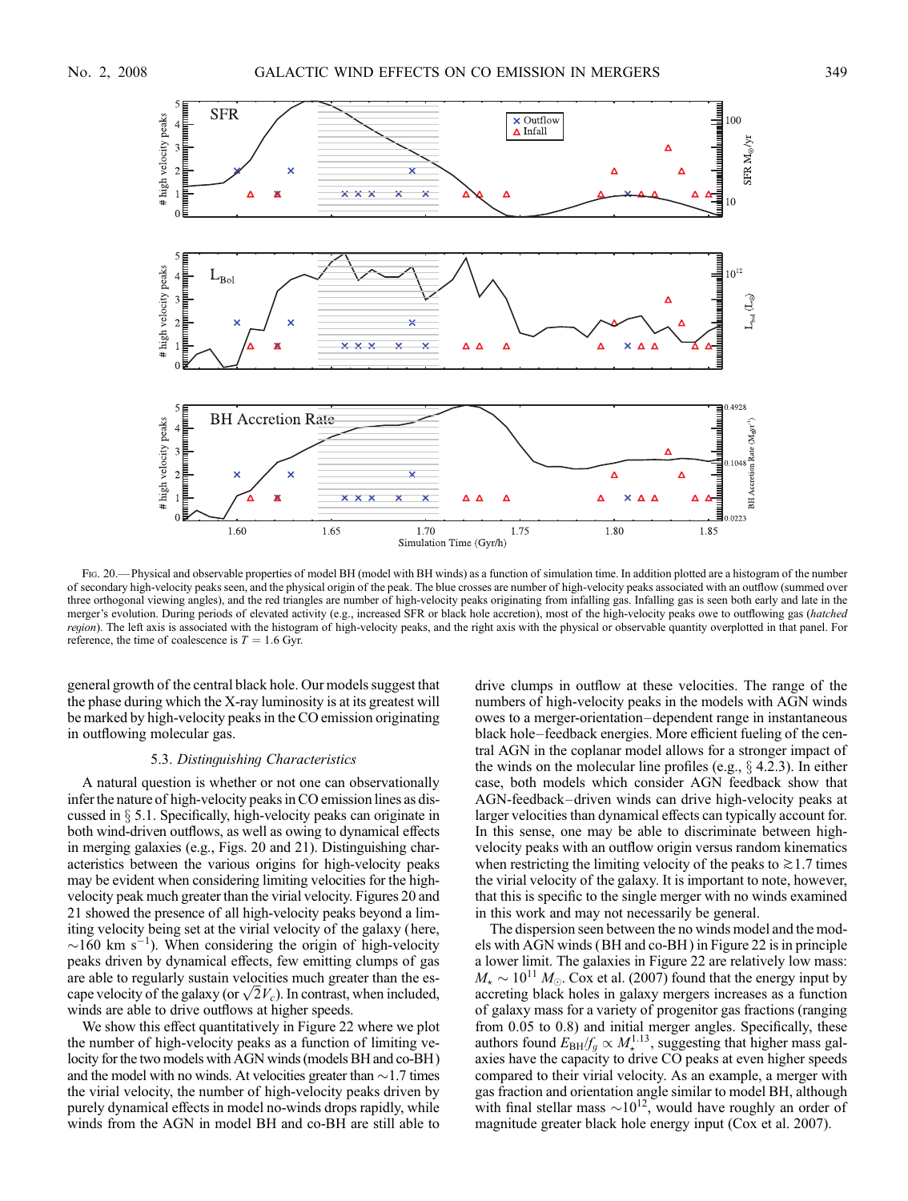Fig. 20.—Physical and observable properties of model BH (model with BH winds) as a function of simulation time. In addition plotted are a histogram of the number of secondary high-velocity peaks seen, and the physical origin of the peak. The blue crosses are number of high-velocity peaks associated with an outflow (summed over three orthogonal viewing angles), and the red triangles are number of high-velocity peaks originating from infalling gas. Infalling gas is seen both early and late in the merger's evolution. During periods of elevated activity (e.g., increased SFR or black hole accretion), most of the high-velocity peaks owe to outflowing gas (*hatched region*). The left axis is associated with the histogram of high-velocity peaks, and the right axis with the physical or observable quantity overplotted in that panel. For reference, the time of coalescence is $T = 1.6$ Gyr.

general growth of the central black hole. Our models suggest that the phase during which the X-ray luminosity is at its greatest will be marked by high-velocity peaks in the CO emission originating in outflowing molecular gas.

### 5.3. *Distinguishing Characteristics*

A natural question is whether or not one can observationally infer the nature of high-velocity peaks in CO emission lines as discussed in § 5.1. Specifically, high-velocity peaks can originate in both wind-driven outflows, as well as owing to dynamical effects in merging galaxies (e.g., Figs. 20 and 21). Distinguishing characteristics between the various origins for high-velocity peaks may be evident when considering limiting velocities for the high-velocity peak much greater than the virial velocity. Figures 20 and 21 showed the presence of all high-velocity peaks beyond a limiting velocity being set at the virial velocity of the galaxy (here, $\sim$160 km $\mathrm{s}^{-1}$). When considering the origin of high-velocity peaks driven by dynamical effects, few emitting clumps of gas are able to regularly sustain velocities much greater than the escape velocity of the galaxy (or $\sqrt{2}V_c$). In contrast, when included, winds are able to drive outflows at higher speeds.

We show this effect quantitatively in Figure 22 where we plot the number of high-velocity peaks as a function of limiting velocity for the two models with AGN winds (models BH and co-BH) and the model with no winds. At velocities greater than $\sim$1.7 times the virial velocity, the number of high-velocity peaks driven by purely dynamical effects in model no-winds drops rapidly, while winds from the AGN in model BH and co-BH are still able to drive clumps in outflow at these velocities. The range of the numbers of high-velocity peaks in the models with AGN winds owes to a merger-orientation–dependent range in instantaneous black hole–feedback energies. More efficient fueling of the central AGN in the coplanar model allows for a stronger impact of the winds on the molecular line profiles (e.g., § 4.2.3). In either case, both models which consider AGN feedback show that AGN-feedback–driven winds can drive high-velocity peaks at larger velocities than dynamical effects can typically account for. In this sense, one may be able to discriminate between high-velocity peaks with an outflow origin versus random kinematics when restricting the limiting velocity of the peaks to $\gtrsim$1.7 times the virial velocity of the galaxy. It is important to note, however, that this is specific to the single merger with no winds examined in this work and may not necessarily be general.

The dispersion seen between the no winds model and the models with AGN winds (BH and co-BH) in Figure 22 is in principle a lower limit. The galaxies in Figure 22 are relatively low mass: $M_\star \sim 10^{11}\ M_\odot$. Cox et al. (2007) found that the energy input by accreting black holes in galaxy mergers increases as a function of galaxy mass for a variety of progenitor gas fractions (ranging from 0.05 to 0.8) and initial merger angles. Specifically, these authors found $E_{\rm BH}/f_g \propto M_\star^{1.13}$, suggesting that higher mass galaxies have the capacity to drive CO peaks at even higher speeds compared to their virial velocity. As an example, a merger with gas fraction and orientation angle similar to model BH, although with final stellar mass $\sim 10^{12}$, would have roughly an order of magnitude greater black hole energy input (Cox et al. 2007).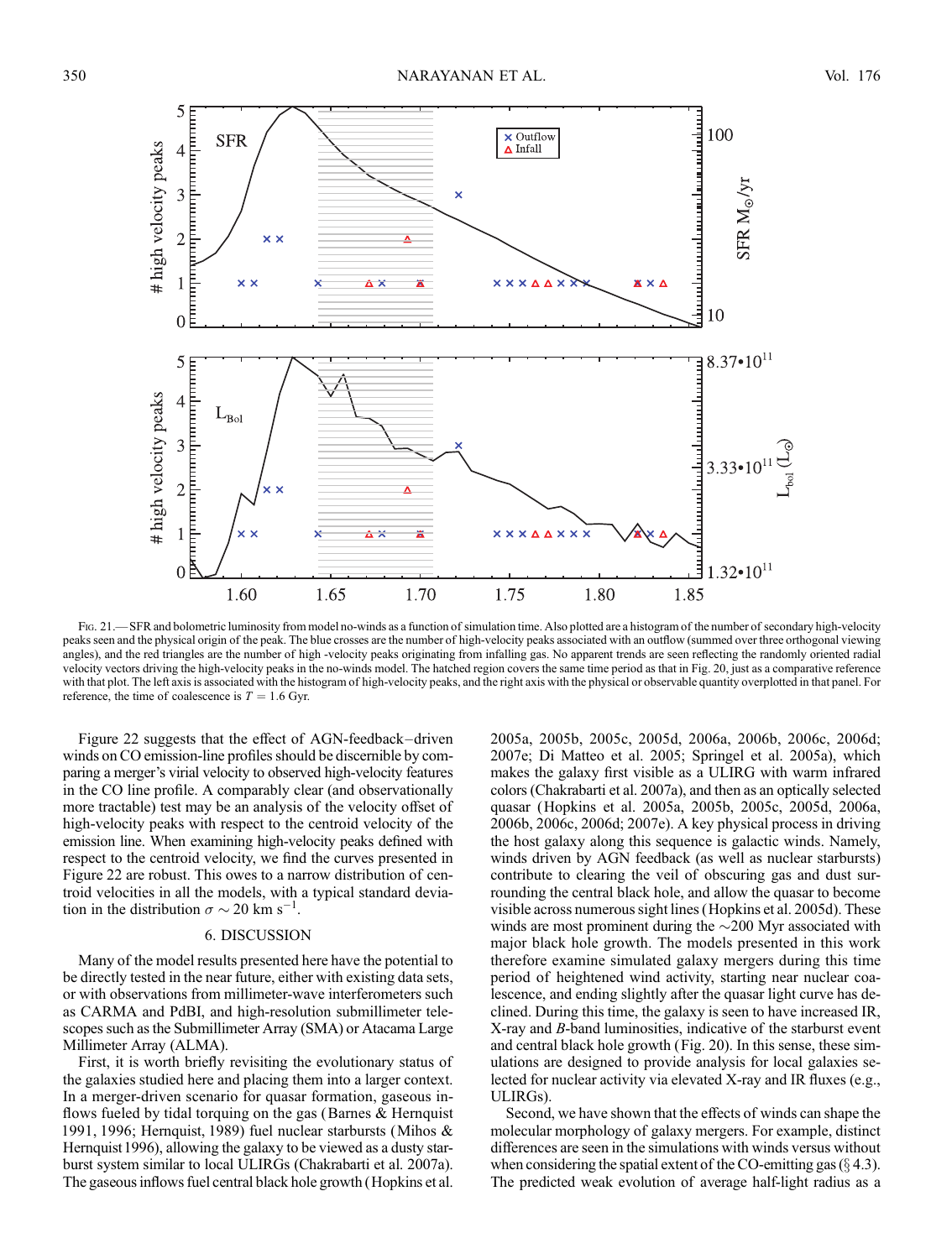Fig. 21.— SFR and bolometric luminosity from model no-winds as a function of simulation time. Also plotted are a histogram of the number of secondary high-velocity peaks seen and the physical origin of the peak. The blue crosses are the number of high-velocity peaks associated with an outflow (summed over three orthogonal viewing angles), and the red triangles are the number of high -velocity peaks originating from infalling gas. No apparent trends are seen reflecting the randomly oriented radial velocity vectors driving the high-velocity peaks in the no-winds model. The hatched region covers the same time period as that in Fig. 20, just as a comparative reference with that plot. The left axis is associated with the histogram of high-velocity peaks, and the right axis with the physical or observable quantity overplotted in that panel. For reference, the time of coalescence is $T = 1.6$ Gyr.

Figure 22 suggests that the effect of AGN-feedback–driven winds on CO emission-line profiles should be discernible by comparing a merger's virial velocity to observed high-velocity features in the CO line profile. A comparably clear (and observationally more tractable) test may be an analysis of the velocity offset of high-velocity peaks with respect to the centroid velocity of the emission line. When examining high-velocity peaks defined with respect to the centroid velocity, we find the curves presented in Figure 22 are robust. This owes to a narrow distribution of centroid velocities in all the models, with a typical standard deviation in the distribution $\sigma \sim 20$ km s$^{-1}$.

## 6. DISCUSSION

Many of the model results presented here have the potential to be directly tested in the near future, either with existing data sets, or with observations from millimeter-wave interferometers such as CARMA and PdBI, and high-resolution submillimeter telescopes such as the Submillimeter Array (SMA) or Atacama Large Millimeter Array (ALMA).

First, it is worth briefly revisiting the evolutionary status of the galaxies studied here and placing them into a larger context. In a merger-driven scenario for quasar formation, gaseous inflows fueled by tidal torquing on the gas (Barnes & Hernquist 1991, 1996; Hernquist, 1989) fuel nuclear starbursts (Mihos & Hernquist 1996), allowing the galaxy to be viewed as a dusty starburst system similar to local ULIRGs (Chakrabarti et al. 2007a). The gaseous inflows fuel central black hole growth (Hopkins et al. 2005a, 2005b, 2005c, 2005d, 2006a, 2006b, 2006c, 2006d; 2007e; Di Matteo et al. 2005; Springel et al. 2005a), which makes the galaxy first visible as a ULIRG with warm infrared colors (Chakrabarti et al. 2007a), and then as an optically selected quasar (Hopkins et al. 2005a, 2005b, 2005c, 2005d, 2006a, 2006b, 2006c, 2006d; 2007e). A key physical process in driving the host galaxy along this sequence is galactic winds. Namely, winds driven by AGN feedback (as well as nuclear starbursts) contribute to clearing the veil of obscuring gas and dust surrounding the central black hole, and allow the quasar to become visible across numerous sight lines (Hopkins et al. 2005d). These winds are most prominent during the ~200 Myr associated with major black hole growth. The models presented in this work therefore examine simulated galaxy mergers during this time period of heightened wind activity, starting near nuclear coalescence, and ending slightly after the quasar light curve has declined. During this time, the galaxy is seen to have increased IR, X-ray and $B$-band luminosities, indicative of the starburst event and central black hole growth (Fig. 20). In this sense, these simulations are designed to provide analysis for local galaxies selected for nuclear activity via elevated X-ray and IR fluxes (e.g., ULIRGs).

Second, we have shown that the effects of winds can shape the molecular morphology of galaxy mergers. For example, distinct differences are seen in the simulations with winds versus without when considering the spatial extent of the CO-emitting gas (§ 4.3). The predicted weak evolution of average half-light radius as a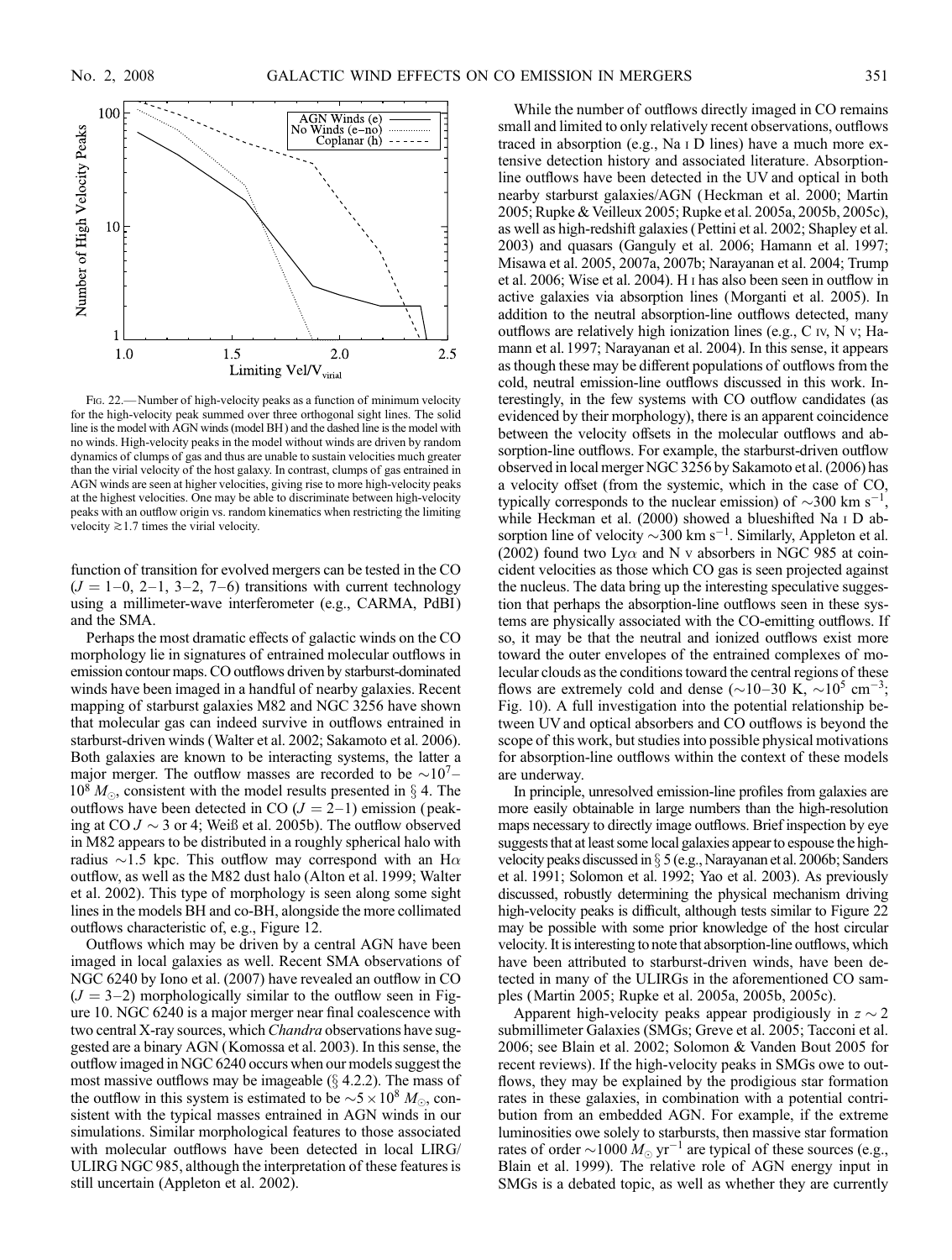Fig. 22.— Number of high-velocity peaks as a function of minimum velocity for the high-velocity peak summed over three orthogonal sight lines. The solid line is the model with AGN winds (model BH) and the dashed line is the model with no winds. High-velocity peaks in the model without winds are driven by random dynamics of clumps of gas and thus are unable to sustain velocities much greater than the virial velocity of the host galaxy. In contrast, clumps of gas entrained in AGN winds are seen at higher velocities, giving rise to more high-velocity peaks at the highest velocities. One may be able to discriminate between high-velocity peaks with an outflow origin vs. random kinematics when restricting the limiting velocity $\gtrsim 1.7$ times the virial velocity.

function of transition for evolved mergers can be tested in the CO ($J = 1$–0, 2–1, 3–2, 7–6) transitions with current technology using a millimeter-wave interferometer (e.g., CARMA, PdBI) and the SMA.

Perhaps the most dramatic effects of galactic winds on the CO morphology lie in signatures of entrained molecular outflows in emission contour maps. CO outflows driven by starburst-dominated winds have been imaged in a handful of nearby galaxies. Recent mapping of starburst galaxies M82 and NGC 3256 have shown that molecular gas can indeed survive in outflows entrained in starburst-driven winds (Walter et al. 2002; Sakamoto et al. 2006). Both galaxies are known to be interacting systems, the latter a major merger. The outflow masses are recorded to be $\sim 10^7$–$10^8\ M_{\odot}$, consistent with the model results presented in § 4. The outflows have been detected in CO ($J = 2$–1) emission (peaking at CO $J \sim 3$ or 4; Weiß et al. 2005b). The outflow observed in M82 appears to be distributed in a roughly spherical halo with radius $\sim$1.5 kpc. This outflow may correspond with an H$\alpha$ outflow, as well as the M82 dust halo (Alton et al. 1999; Walter et al. 2002). This type of morphology is seen along some sight lines in the models BH and co-BH, alongside the more collimated outflows characteristic of, e.g., Figure 12.

Outflows which may be driven by a central AGN have been imaged in local galaxies as well. Recent SMA observations of NGC 6240 by Iono et al. (2007) have revealed an outflow in CO ($J = 3$–2) morphologically similar to the outflow seen in Figure 10. NGC 6240 is a major merger near final coalescence with two central X-ray sources, which *Chandra* observations have suggested are a binary AGN (Komossa et al. 2003). In this sense, the outflow imaged in NGC 6240 occurs when our models suggest the most massive outflows may be imageable (§ 4.2.2). The mass of the outflow in this system is estimated to be $\sim 5 \times 10^8\ M_{\odot}$, consistent with the typical masses entrained in AGN winds in our simulations. Similar morphological features to those associated with molecular outflows have been detected in local LIRG/ULIRG NGC 985, although the interpretation of these features is still uncertain (Appleton et al. 2002).

While the number of outflows directly imaged in CO remains small and limited to only relatively recent observations, outflows traced in absorption (e.g., Na I D lines) have a much more extensive detection history and associated literature. Absorption-line outflows have been detected in the UV and optical in both nearby starburst galaxies/AGN (Heckman et al. 2000; Martin 2005; Rupke & Veilleux 2005; Rupke et al. 2005a, 2005b, 2005c), as well as high-redshift galaxies (Pettini et al. 2002; Shapley et al. 2003) and quasars (Ganguly et al. 2006; Hamann et al. 1997; Misawa et al. 2005, 2007a, 2007b; Narayanan et al. 2004; Trump et al. 2006; Wise et al. 2004). H I has also been seen in outflow in active galaxies via absorption lines (Morganti et al. 2005). In addition to the neutral absorption-line outflows detected, many outflows are relatively high ionization lines (e.g., C IV, N V; Hamann et al. 1997; Narayanan et al. 2004). In this sense, it appears as though these may be different populations of outflows from the cold, neutral emission-line outflows discussed in this work. Interestingly, in the few systems with CO outflow candidates (as evidenced by their morphology), there is an apparent coincidence between the velocity offsets in the molecular outflows and absorption-line outflows. For example, the starburst-driven outflow observed in local merger NGC 3256 by Sakamoto et al. (2006) has a velocity offset (from the systemic, which in the case of CO, typically corresponds to the nuclear emission) of $\sim$300 km s$^{-1}$, while Heckman et al. (2000) showed a blueshifted Na I D absorption line of velocity $\sim$300 km s$^{-1}$. Similarly, Appleton et al. (2002) found two Ly$\alpha$ and N V absorbers in NGC 985 at coincident velocities as those which CO gas is seen projected against the nucleus. The data bring up the interesting speculative suggestion that perhaps the absorption-line outflows seen in these systems are physically associated with the CO-emitting outflows. If so, it may be that the neutral and ionized outflows exist more toward the outer envelopes of the entrained complexes of molecular clouds as the conditions toward the central regions of these flows are extremely cold and dense ($\sim$10–30 K, $\sim 10^5$ cm$^{-3}$; Fig. 10). A full investigation into the potential relationship between UV and optical absorbers and CO outflows is beyond the scope of this work, but studies into possible physical motivations for absorption-line outflows within the context of these models are underway.

In principle, unresolved emission-line profiles from galaxies are more easily obtainable in large numbers than the high-resolution maps necessary to directly image outflows. Brief inspection by eye suggests that at least some local galaxies appear to espouse the high-velocity peaks discussed in § 5 (e.g., Narayanan et al. 2006b; Sanders et al. 1991; Solomon et al. 1992; Yao et al. 2003). As previously discussed, robustly determining the physical mechanism driving high-velocity peaks is difficult, although tests similar to Figure 22 may be possible with some prior knowledge of the host circular velocity. It is interesting to note that absorption-line outflows, which have been attributed to starburst-driven winds, have been detected in many of the ULIRGs in the aforementioned CO samples (Martin 2005; Rupke et al. 2005a, 2005b, 2005c).

Apparent high-velocity peaks appear prodigiously in $z \sim 2$ submillimeter Galaxies (SMGs; Greve et al. 2005; Tacconi et al. 2006; see Blain et al. 2002; Solomon & Vanden Bout 2005 for recent reviews). If the high-velocity peaks in SMGs owe to outflows, they may be explained by the prodigious star formation rates in these galaxies, in combination with a potential contribution from an embedded AGN. For example, if the extreme luminosities owe solely to starbursts, then massive star formation rates of order $\sim 1000\ M_{\odot}$ yr$^{-1}$ are typical of these sources (e.g., Blain et al. 1999). The relative role of AGN energy input in SMGs is a debated topic, as well as whether they are currently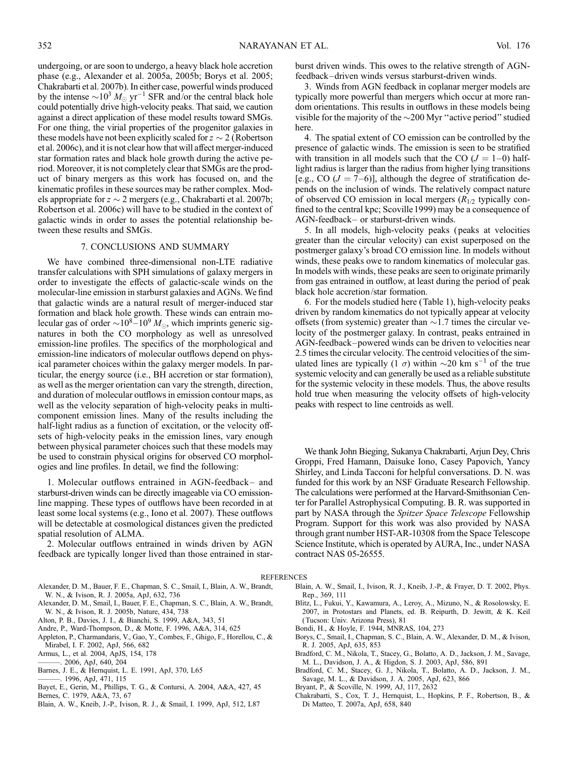undergoing, or are soon to undergo, a heavy black hole accretion phase (e.g., Alexander et al. 2005a, 2005b; Borys et al. 2005; Chakrabarti et al. 2007b). In either case, powerful winds produced by the intense $\sim 10^3\ M_\odot\ \mathrm{yr}^{-1}$ SFR and/or the central black hole could potentially drive high-velocity peaks. That said, we caution against a direct application of these model results toward SMGs. For one thing, the virial properties of the progenitor galaxies in these models have not been explicitly scaled for $z \sim 2$ (Robertson et al. 2006c), and it is not clear how that will affect merger-induced star formation rates and black hole growth during the active period. Moreover, it is not completely clear that SMGs are the product of binary mergers as this work has focused on, and the kinematic profiles in these sources may be rather complex. Models appropriate for $z \sim 2$ mergers (e.g., Chakrabarti et al. 2007b; Robertson et al. 2006c) will have to be studied in the context of galactic winds in order to asses the potential relationship between these results and SMGs.

## 7. CONCLUSIONS AND SUMMARY

We have combined three-dimensional non-LTE radiative transfer calculations with SPH simulations of galaxy mergers in order to investigate the effects of galactic-scale winds on the molecular-line emission in starburst galaxies and AGNs. We find that galactic winds are a natural result of merger-induced star formation and black hole growth. These winds can entrain molecular gas of order $\sim 10^8$–$10^9\ M_\odot$, which imprints generic signatures in both the CO morphology as well as unresolved emission-line profiles. The specifics of the morphological and emission-line indicators of molecular outflows depend on physical parameter choices within the galaxy merger models. In particular, the energy source (i.e., BH accretion or star formation), as well as the merger orientation can vary the strength, direction, and duration of molecular outflows in emission contour maps, as well as the velocity separation of high-velocity peaks in multicomponent emission lines. Many of the results including the half-light radius as a function of excitation, or the velocity offsets of high-velocity peaks in the emission lines, vary enough between physical parameter choices such that these models may be used to constrain physical origins for observed CO morphologies and line profiles. In detail, we find the following:

1. Molecular outflows entrained in AGN-feedback– and starburst-driven winds can be directly imageable via CO emission-line mapping. These types of outflows have been recorded in at least some local systems (e.g., Iono et al. 2007). These outflows will be detectable at cosmological distances given the predicted spatial resolution of ALMA.

2. Molecular outflows entrained in winds driven by AGN feedback are typically longer lived than those entrained in starburst driven winds. This owes to the relative strength of AGN-feedback–driven winds versus starburst-driven winds.

3. Winds from AGN feedback in coplanar merger models are typically more powerful than mergers which occur at more random orientations. This results in outflows in these models being visible for the majority of the $\sim$200 Myr "active period" studied here.

4. The spatial extent of CO emission can be controlled by the presence of galactic winds. The emission is seen to be stratified with transition in all models such that the CO ($J = 1$–$0$) half-light radius is larger than the radius from higher lying transitions [e.g., CO ($J = 7$–$6$)], although the degree of stratification depends on the inclusion of winds. The relatively compact nature of observed CO emission in local mergers ($R_{1/2}$ typically confined to the central kpc; Scoville 1999) may be a consequence of AGN-feedback– or starburst-driven winds.

5. In all models, high-velocity peaks (peaks at velocities greater than the circular velocity) can exist superposed on the postmerger galaxy's broad CO emission line. In models without winds, these peaks owe to random kinematics of molecular gas. In models with winds, these peaks are seen to originate primarily from gas entrained in outflow, at least during the period of peak black hole accretion/star formation.

6. For the models studied here (Table 1), high-velocity peaks driven by random kinematics do not typically appear at velocity offsets (from systemic) greater than $\sim$1.7 times the circular velocity of the postmerger galaxy. In contrast, peaks entrained in AGN-feedback–powered winds can be driven to velocities near 2.5 times the circular velocity. The centroid velocities of the simulated lines are typically (1 $\sigma$) within $\sim$20 km s$^{-1}$ of the true systemic velocity and can generally be used as a reliable substitute for the systemic velocity in these models. Thus, the above results hold true when measuring the velocity offsets of high-velocity peaks with respect to line centroids as well.

We thank John Bieging, Sukanya Chakrabarti, Arjun Dey, Chris Groppi, Fred Hamann, Daisuke Iono, Casey Papovich, Yancy Shirley, and Linda Tacconi for helpful conversations. D. N. was funded for this work by an NSF Graduate Research Fellowship. The calculations were performed at the Harvard-Smithsonian Center for Parallel Astrophysical Computing. B. R. was supported in part by NASA through the *Spitzer Space Telescope* Fellowship Program. Support for this work was also provided by NASA through grant number HST-AR-10308 from the Space Telescope Science Institute, which is operated by AURA, Inc., under NASA contract NAS 05-26555.

## REFERENCES

Alexander, D. M., Bauer, F. E., Chapman, S. C., Smail, I., Blain, A. W., Brandt, W. N., & Ivison, R. J. 2005a, ApJ, 632, 736

Alexander, D. M., Smail, I., Bauer, F. E., Chapman, S. C., Blain, A. W., Brandt, W. N., & Ivison, R. J. 2005b, Nature, 434, 738

Alton, P. B., Davies, J. I., & Bianchi, S. 1999, A&A, 343, 51

Andre, P., Ward-Thompson, D., & Motte, F. 1996, A&A, 314, 625

Appleton, P., Charmandaris, V., Gao, Y., Combes, F., Ghigo, F., Horellou, C., & Mirabel, I. F. 2002, ApJ, 566, 682

Armus, L., et al. 2004, ApJS, 154, 178

———. 2006, ApJ, 640, 204

Barnes, J. E., & Hernquist, L. E. 1991, ApJ, 370, L65

———. 1996, ApJ, 471, 115

Bayet, E., Gerin, M., Phillips, T. G., & Contursi, A. 2004, A&A, 427, 45

Bernes, C. 1979, A&A, 73, 67

Blain, A. W., Kneib, J.-P., Ivison, R. J., & Smail, I. 1999, ApJ, 512, L87

Blain, A. W., Smail, I., Ivison, R. J., Kneib, J.-P., & Frayer, D. T. 2002, Phys. Rep., 369, 111

Blitz, L., Fukui, Y., Kawamura, A., Leroy, A., Mizuno, N., & Rosolowsky, E. 2007, in Protostars and Planets, ed. B. Reipurth, D. Jewitt, & K. Keil (Tucson: Univ. Arizona Press), 81

Bondi, H., & Hoyle, F. 1944, MNRAS, 104, 273

Borys, C., Smail, I., Chapman, S. C., Blain, A. W., Alexander, D. M., & Ivison, R. J. 2005, ApJ, 635, 853

Bradford, C. M., Nikola, T., Stacey, G., Bolatto, A. D., Jackson, J. M., Savage, M. L., Davidson, J. A., & Higdon, S. J. 2003, ApJ, 586, 891

Bradford, C. M., Stacey, G. J., Nikola, T., Bolatto, A. D., Jackson, J. M., Savage, M. L., & Davidson, J. A. 2005, ApJ, 623, 866

Bryant, P., & Scoville, N. 1999, AJ, 117, 2632

Chakrabarti, S., Cox, T. J., Hernquist, L., Hopkins, P. F., Robertson, B., & Di Matteo, T. 2007a, ApJ, 658, 840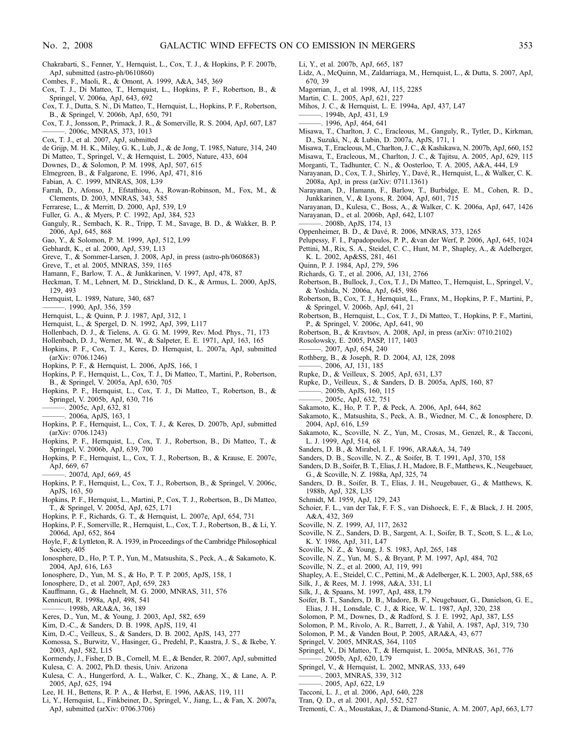Chakrabarti, S., Fenner, Y., Hernquist, L., Cox, T. J., & Hopkins, P. F. 2007b, ApJ, submitted (astro-ph/0610860)

Combes, F., Maoli, R., & Omont, A. 1999, A&A, 345, 369

Cox, T. J., Di Matteo, T., Hernquist, L., Hopkins, P. F., Robertson, B., & Springel, V. 2006a, ApJ, 643, 692

Cox, T. J., Dutta, S. N., Di Matteo, T., Hernquist, L., Hopkins, P. F., Robertson, B., & Springel, V. 2006b, ApJ, 650, 791

Cox, T. J., Jonsson, P., Primack, J. R., & Somerville, R. S. 2004, ApJ, 607, L87

———. 2006c, MNRAS, 373, 1013

Cox, T. J., et al. 2007, ApJ, submitted

de Grijp, M. H. K., Miley, G. K., Lub, J., & de Jong, T. 1985, Nature, 314, 240

Di Matteo, T., Springel, V., & Hernquist, L. 2005, Nature, 433, 604

Downes, D., & Solomon, P. M. 1998, ApJ, 507, 615

Elmegreen, B., & Falgarone, E. 1996, ApJ, 471, 816

Fabian, A. C. 1999, MNRAS, 308, L39

Farrah, D., Afonso, J., Efstathiou, A., Rowan-Robinson, M., Fox, M., & Clements, D. 2003, MNRAS, 343, 585

Ferrarese, L., & Merritt, D. 2000, ApJ, 539, L9

Fuller, G. A., & Myers, P. C. 1992, ApJ, 384, 523

Ganguly, R., Sembach, K. R., Tripp, T. M., Savage, B. D., & Wakker, B. P. 2006, ApJ, 645, 868

Gao, Y., & Solomon, P. M. 1999, ApJ, 512, L99

Gebhardt, K., et al. 2000, ApJ, 539, L13

Greve, T., & Sommer-Larsen, J. 2008, ApJ, in press (astro-ph/0608683)

Greve, T., et al. 2005, MNRAS, 359, 1165

Hamann, F., Barlow, T. A., & Junkkarinen, V. 1997, ApJ, 478, 87

Heckman, T. M., Lehnert, M. D., Strickland, D. K., & Armus, L. 2000, ApJS, 129, 493

Hernquist, L. 1989, Nature, 340, 687

———. 1990, ApJ, 356, 359

Hernquist, L., & Quinn, P. J. 1987, ApJ, 312, 1

Hernquist, L., & Spergel, D. N. 1992, ApJ, 399, L117

Hollenbach, D. J., & Tielens, A. G. G. M. 1999, Rev. Mod. Phys., 71, 173

Hollenbach, D. J., Werner, M. W., & Salpeter, E. E. 1971, ApJ, 163, 165

Hopkins, P. F., Cox, T. J., Keres, D. Hernquist, L. 2007a, ApJ, submitted (arXiv: 0706.1246)

Hopkins, P. F., & Hernquist, L. 2006, ApJS, 166, 1

Hopkins, P. F., Hernquist, L., Cox, T. J., Di Matteo, T., Martini, P., Robertson, B., & Springel, V. 2005a, ApJ, 630, 705

Hopkins, P. F., Hernquist, L., Cox, T. J., Di Matteo, T., Robertson, B., & Springel, V. 2005b, ApJ, 630, 716

———. 2005c, ApJ, 632, 81

———. 2006a, ApJS, 163, 1

Hopkins, P. F., Hernquist, L., Cox, T. J., & Keres, D. 2007b, ApJ, submitted (arXiv: 0706.1243)

Hopkins, P. F., Hernquist, L., Cox, T. J., Robertson, B., Di Matteo, T., & Springel, V. 2006b, ApJ, 639, 700

Hopkins, P. F., Hernquist, L., Cox, T. J., Robertson, B., & Krause, E. 2007c, ApJ, 669, 67

———. 2007d, ApJ, 669, 45

Hopkins, P. F., Hernquist, L., Cox, T. J., Robertson, B., & Springel, V. 2006c, ApJS, 163, 50

Hopkins, P. F., Hernquist, L., Martini, P., Cox, T. J., Robertson, B., Di Matteo, T., & Springel, V. 2005d, ApJ, 625, L71

Hopkins, P. F., Richards, G. T., & Hernquist, L. 2007e, ApJ, 654, 731

Hopkins, P. F., Somerville, R., Hernquist, L., Cox, T. J., Robertson, B., & Li, Y. 2006d, ApJ, 652, 864

Hoyle, F., & Lyttleton, R. A. 1939, in Proceedings of the Cambridge Philosophical Society, 405

Ionosphere, D., Ho, P. T. P., Yun, M., Matsushita, S., Peck, A., & Sakamoto, K. 2004, ApJ, 616, L63

Ionosphere, D., Yun, M. S., & Ho, P. T. P. 2005, ApJS, 158, 1

Ionosphere, D., et al. 2007, ApJ, 659, 283

Kauffmann, G., & Haehnelt, M. G. 2000, MNRAS, 311, 576

Kennicutt, R. 1998a, ApJ, 498, 541

———. 1998b, ARA&A, 36, 189

Keres, D., Yun, M., & Young, J. 2003, ApJ, 582, 659

Kim, D.-C., & Sanders, D. B. 1998, ApJS, 119, 41

Kim, D.-C., Veilleux, S., & Sanders, D. B. 2002, ApJS, 143, 277

Komossa, S., Burwitz, V., Hasinger, G., Predehl, P., Kaastra, J. S., & Ikebe, Y. 2003, ApJ, 582, L15

Kormendy, J., Fisher, D. B., Cornell, M. E., & Bender, R. 2007, ApJ, submitted

Kulesa, C. A. 2002, Ph.D. thesis, Univ. Arizona

Kulesa, C. A., Hungerford, A. L., Walker, C. K., Zhang, X., & Lane, A. P. 2005, ApJ, 625, 194

Lee, H. H., Bettens, R. P. A., & Herbst, E. 1996, A&AS, 119, 111

Li, Y., Hernquist, L., Finkbeiner, D., Springel, V., Jiang, L., & Fan, X. 2007a, ApJ, submitted (arXiv: 0706.3706)

Li, Y., et al. 2007b, ApJ, 665, 187

Lidz, A., McQuinn, M., Zaldarriaga, M., Hernquist, L., & Dutta, S. 2007, ApJ, 670, 39

Magorrian, J., et al. 1998, AJ, 115, 2285

Martin, C. L. 2005, ApJ, 621, 227

Mihos, J. C., & Hernquist, L. E. 1994a, ApJ, 437, L47

———. 1994b, ApJ, 431, L9

———. 1996, ApJ, 464, 641

Misawa, T., Charlton, J. C., Eracleous, M., Ganguly, R., Tytler, D., Kirkman, D., Suzuki, N., & Lubin, D. 2007a, ApJS, 171, 1

Misawa, T., Eracleous, M., Charlton, J. C., & Kashikawa, N. 2007b, ApJ, 660, 152

Misawa, T., Eracleous, M., Charlton, J. C., & Tajitsu, A. 2005, ApJ, 629, 115

Morganti, T., Tadhunter, C. N., & Oosterloo, T. A. 2005, A&A, 444, L9

Narayanan, D., Cox, T. J., Shirley, Y., Davé, R., Hernquist, L., & Walker, C. K. 2008a, ApJ, in press (arXiv: 0711.1361)

Narayanan, D., Hamann, F., Barlow, T., Burbidge, E. M., Cohen, R. D., Junkkarinen, V., & Lyons, R. 2004, ApJ, 601, 715

Narayanan, D., Kulesa, C., Boss, A., & Walker, C. K. 2006a, ApJ, 647, 1426

Narayanan, D., et al. 2006b, ApJ, 642, L107

———. 2008b, ApJS, 174, 13

Oppenheimer, B. D., & Davé, R. 2006, MNRAS, 373, 1265

Pelupessy, F. I., Papadopoulos, P. P., &van der Werf, P. 2006, ApJ, 645, 1024

Pettini, M., Rix, S. A., Steidel, C. C., Hunt, M. P., Shapley, A., & Adelberger, K. L. 2002, Ap&SS, 281, 461

Quinn, P. J. 1984, ApJ, 279, 596

Richards, G. T., et al. 2006, AJ, 131, 2766

Robertson, B., Bullock, J., Cox, T. J., Di Matteo, T., Hernquist, L., Springel, V., & Yoshida, N. 2006a, ApJ, 645, 986

Robertson, B., Cox, T. J., Hernquist, L., Franx, M., Hopkins, P. F., Martini, P., & Springel, V. 2006b, ApJ, 641, 21

Robertson, B., Hernquist, L., Cox, T. J., Di Matteo, T., Hopkins, P. F., Martini, P., & Springel, V. 2006c, ApJ, 641, 90

Robertson, B., & Kravtsov, A. 2008, ApJ, in press (arXiv: 0710.2102)

Rosolowsky, E. 2005, PASP, 117, 1403

———. 2007, ApJ, 654, 240

Rothberg, B., & Joseph, R. D. 2004, AJ, 128, 2098

———. 2006, AJ, 131, 185

Rupke, D., & Veilleux, S. 2005, ApJ, 631, L37

Rupke, D., Veilleux, S., & Sanders, D. B. 2005a, ApJS, 160, 87

———. 2005b, ApJS, 160, 115

———. 2005c, ApJ, 632, 751

Sakamoto, K., Ho, P. T. P., & Peck, A. 2006, ApJ, 644, 862

Sakamoto, K., Matsushita, S., Peck, A. B., Wiedner, M. C., & Ionosphere, D. 2004, ApJ, 616, L59

Sakamoto, K., Scoville, N. Z., Yun, M., Crosas, M., Genzel, R., & Tacconi, L. J. 1999, ApJ, 514, 68

Sanders, D. B., & Mirabel, I. F. 1996, ARA&A, 34, 749

Sanders, D. B., Scoville, N. Z., & Soifer, B. T. 1991, ApJ, 370, 158

Sanders, D. B., Soifer, B. T., Elias, J. H., Madore, B. F., Matthews, K., Neugebauer, G., & Scoville, N. Z. 1988a, ApJ, 325, 74

Sanders, D. B., Soifer, B. T., Elias, J. H., Neugebauer, G., & Matthews, K. 1988b, ApJ, 328, L35

Schmidt, M. 1959, ApJ, 129, 243

Schoier, F. L., van der Tak, F. F. S., van Dishoeck, E. F., & Black, J. H. 2005, A&A, 432, 369

Scoville, N. Z. 1999, AJ, 117, 2632

Scoville, N. Z., Sanders, D. B., Sargent, A. I., Soifer, B. T., Scott, S. L., & Lo, K. Y. 1986, ApJ, 311, L47

Scoville, N. Z., & Young, J. S. 1983, ApJ, 265, 148

Scoville, N. Z., Yun, M. S., & Bryant, P. M. 1997, ApJ, 484, 702

Scoville, N. Z., et al. 2000, AJ, 119, 991

Shapley, A. E., Steidel, C. C., Pettini, M., & Adelberger, K. L. 2003, ApJ, 588, 65

Silk, J., & Rees, M. J. 1998, A&A, 331, L1

Silk, J., & Spaans, M. 1997, ApJ, 488, L79

Soifer, B. T., Sanders, D. B., Madore, B. F., Neugebauer, G., Danielson, G. E., Elias, J. H., Lonsdale, C. J., & Rice, W. L. 1987, ApJ, 320, 238

Solomon, P. M., Downes, D., & Radford, S. J. E. 1992, ApJ, 387, L55

Solomon, P. M., Rivolo, A. R., Barrett, J., & Yahil, A. 1987, ApJ, 319, 730

Solomon, P. M., & Vanden Bout, P. 2005, ARA&A, 43, 677

Springel, V. 2005, MNRAS, 364, 1105

Springel, V., Di Matteo, T., & Hernquist, L. 2005a, MNRAS, 361, 776

———. 2005b, ApJ, 620, L79

Springel, V., & Hernquist, L. 2002, MNRAS, 333, 649

———. 2003, MNRAS, 339, 312

———. 2005, ApJ, 622, L9

Tacconi, L. J., et al. 2006, ApJ, 640, 228

Tran, Q. D., et al. 2001, ApJ, 552, 527

Tremonti, C. A., Moustakas, J., & Diamond-Stanic, A. M. 2007, ApJ, 663, L77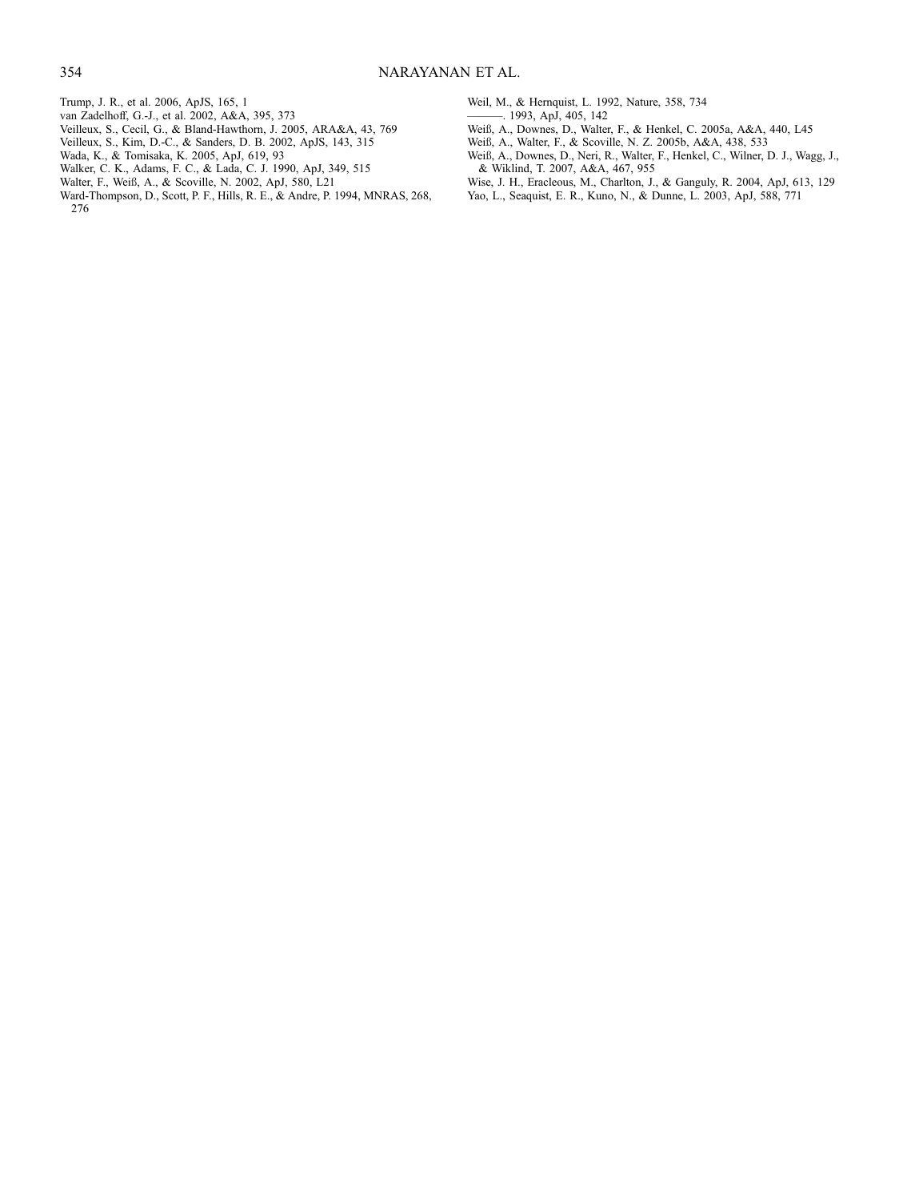Trump, J. R., et al. 2006, ApJS, 165, 1

van Zadelhoff, G.-J., et al. 2002, A&A, 395, 373

Veilleux, S., Cecil, G., & Bland-Hawthorn, J. 2005, ARA&A, 43, 769

Veilleux, S., Kim, D.-C., & Sanders, D. B. 2002, ApJS, 143, 315

Wada, K., & Tomisaka, K. 2005, ApJ, 619, 93

Walker, C. K., Adams, F. C., & Lada, C. J. 1990, ApJ, 349, 515

Walter, F., Weiß, A., & Scoville, N. 2002, ApJ, 580, L21

Ward-Thompson, D., Scott, P. F., Hills, R. E., & Andre, P. 1994, MNRAS, 268, 276

Weil, M., & Hernquist, L. 1992, Nature, 358, 734

———. 1993, ApJ, 405, 142

Weiß, A., Downes, D., Walter, F., & Henkel, C. 2005a, A&A, 440, L45

Weiß, A., Walter, F., & Scoville, N. Z. 2005b, A&A, 438, 533

Weiß, A., Downes, D., Neri, R., Walter, F., Henkel, C., Wilner, D. J., Wagg, J., & Wiklind, T. 2007, A&A, 467, 955

Wise, J. H., Eracleous, M., Charlton, J., & Ganguly, R. 2004, ApJ, 613, 129

Yao, L., Seaquist, E. R., Kuno, N., & Dunne, L. 2003, ApJ, 588, 771